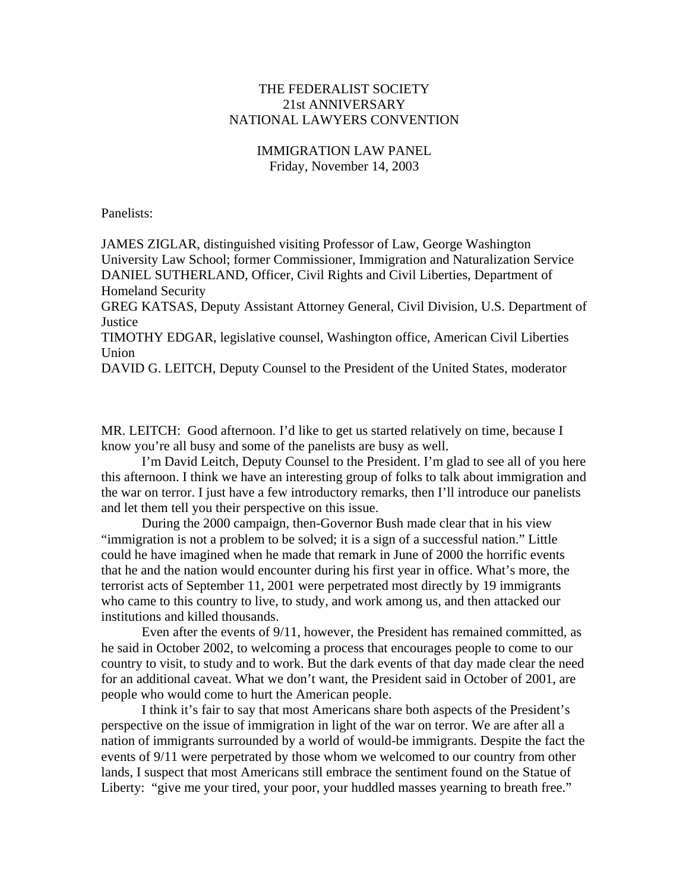# THE FEDERALIST SOCIETY
# 21st ANNIVERSARY
# NATIONAL LAWYERS CONVENTION

## IMMIGRATION LAW PANEL
Friday, November 14, 2003

Panelists:

JAMES ZIGLAR, distinguished visiting Professor of Law, George Washington University Law School; former Commissioner, Immigration and Naturalization Service
DANIEL SUTHERLAND, Officer, Civil Rights and Civil Liberties, Department of Homeland Security
GREG KATSAS, Deputy Assistant Attorney General, Civil Division, U.S. Department of Justice
TIMOTHY EDGAR, legislative counsel, Washington office, American Civil Liberties Union
DAVID G. LEITCH, Deputy Counsel to the President of the United States, moderator

MR. LEITCH: Good afternoon. I'd like to get us started relatively on time, because I know you're all busy and some of the panelists are busy as well.

I'm David Leitch, Deputy Counsel to the President. I'm glad to see all of you here this afternoon. I think we have an interesting group of folks to talk about immigration and the war on terror. I just have a few introductory remarks, then I'll introduce our panelists and let them tell you their perspective on this issue.

During the 2000 campaign, then-Governor Bush made clear that in his view "immigration is not a problem to be solved; it is a sign of a successful nation." Little could he have imagined when he made that remark in June of 2000 the horrific events that he and the nation would encounter during his first year in office. What's more, the terrorist acts of September 11, 2001 were perpetrated most directly by 19 immigrants who came to this country to live, to study, and work among us, and then attacked our institutions and killed thousands.

Even after the events of 9/11, however, the President has remained committed, as he said in October 2002, to welcoming a process that encourages people to come to our country to visit, to study and to work. But the dark events of that day made clear the need for an additional caveat. What we don't want, the President said in October of 2001, are people who would come to hurt the American people.

I think it's fair to say that most Americans share both aspects of the President's perspective on the issue of immigration in light of the war on terror. We are after all a nation of immigrants surrounded by a world of would-be immigrants. Despite the fact the events of 9/11 were perpetrated by those whom we welcomed to our country from other lands, I suspect that most Americans still embrace the sentiment found on the Statue of Liberty: "give me your tired, your poor, your huddled masses yearning to breath free."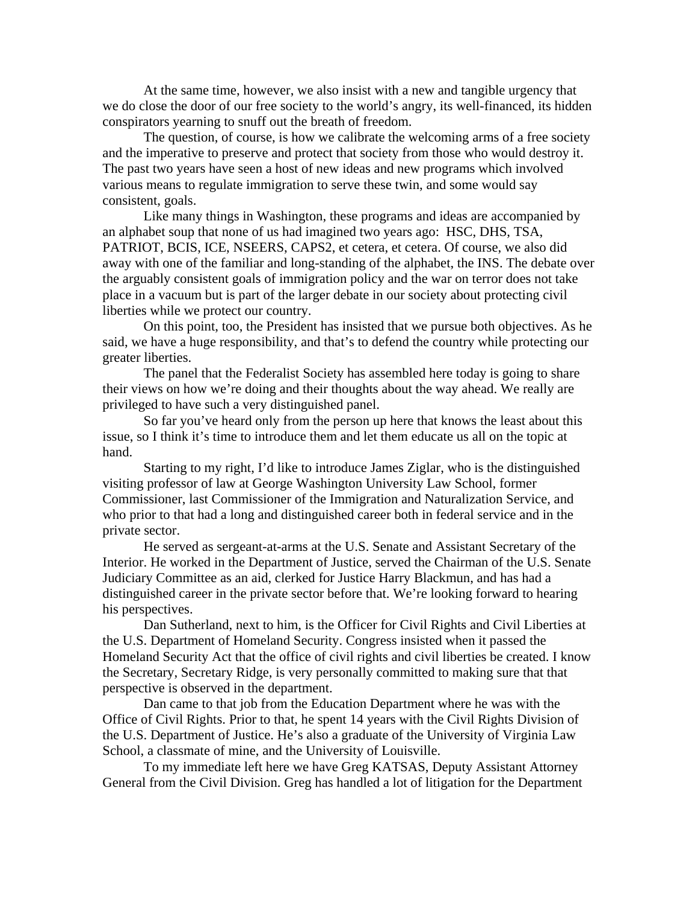At the same time, however, we also insist with a new and tangible urgency that we do close the door of our free society to the world's angry, its well-financed, its hidden conspirators yearning to snuff out the breath of freedom.

The question, of course, is how we calibrate the welcoming arms of a free society and the imperative to preserve and protect that society from those who would destroy it. The past two years have seen a host of new ideas and new programs which involved various means to regulate immigration to serve these twin, and some would say consistent, goals.

Like many things in Washington, these programs and ideas are accompanied by an alphabet soup that none of us had imagined two years ago: HSC, DHS, TSA, PATRIOT, BCIS, ICE, NSEERS, CAPS2, et cetera, et cetera. Of course, we also did away with one of the familiar and long-standing of the alphabet, the INS. The debate over the arguably consistent goals of immigration policy and the war on terror does not take place in a vacuum but is part of the larger debate in our society about protecting civil liberties while we protect our country.

On this point, too, the President has insisted that we pursue both objectives. As he said, we have a huge responsibility, and that's to defend the country while protecting our greater liberties.

The panel that the Federalist Society has assembled here today is going to share their views on how we're doing and their thoughts about the way ahead. We really are privileged to have such a very distinguished panel.

So far you've heard only from the person up here that knows the least about this issue, so I think it's time to introduce them and let them educate us all on the topic at hand.

Starting to my right, I'd like to introduce James Ziglar, who is the distinguished visiting professor of law at George Washington University Law School, former Commissioner, last Commissioner of the Immigration and Naturalization Service, and who prior to that had a long and distinguished career both in federal service and in the private sector.

He served as sergeant-at-arms at the U.S. Senate and Assistant Secretary of the Interior. He worked in the Department of Justice, served the Chairman of the U.S. Senate Judiciary Committee as an aid, clerked for Justice Harry Blackmun, and has had a distinguished career in the private sector before that. We're looking forward to hearing his perspectives.

Dan Sutherland, next to him, is the Officer for Civil Rights and Civil Liberties at the U.S. Department of Homeland Security. Congress insisted when it passed the Homeland Security Act that the office of civil rights and civil liberties be created. I know the Secretary, Secretary Ridge, is very personally committed to making sure that that perspective is observed in the department.

Dan came to that job from the Education Department where he was with the Office of Civil Rights. Prior to that, he spent 14 years with the Civil Rights Division of the U.S. Department of Justice. He's also a graduate of the University of Virginia Law School, a classmate of mine, and the University of Louisville.

To my immediate left here we have Greg KATSAS, Deputy Assistant Attorney General from the Civil Division. Greg has handled a lot of litigation for the Department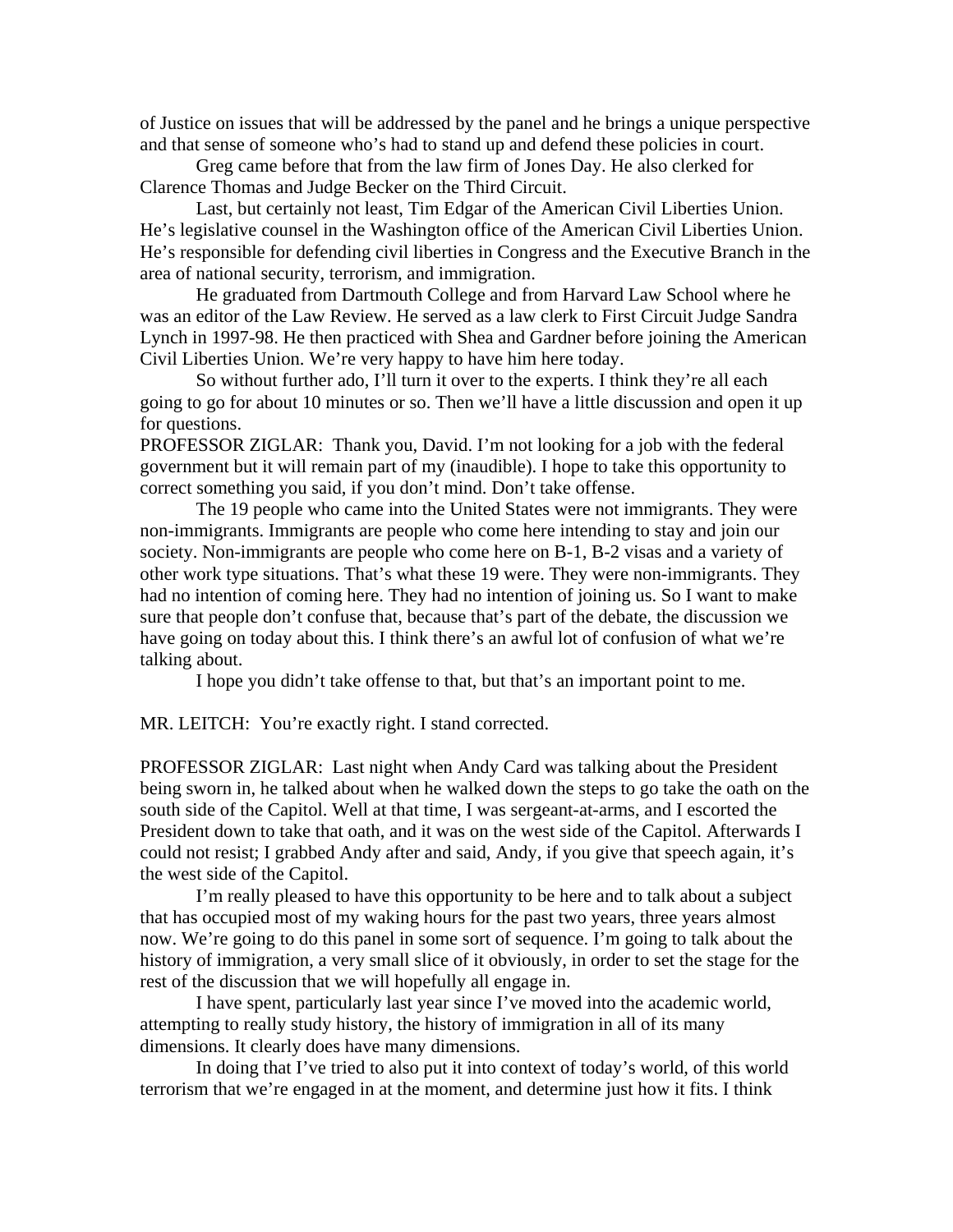of Justice on issues that will be addressed by the panel and he brings a unique perspective and that sense of someone who's had to stand up and defend these policies in court.

Greg came before that from the law firm of Jones Day. He also clerked for Clarence Thomas and Judge Becker on the Third Circuit.

Last, but certainly not least, Tim Edgar of the American Civil Liberties Union. He's legislative counsel in the Washington office of the American Civil Liberties Union. He's responsible for defending civil liberties in Congress and the Executive Branch in the area of national security, terrorism, and immigration.

He graduated from Dartmouth College and from Harvard Law School where he was an editor of the Law Review. He served as a law clerk to First Circuit Judge Sandra Lynch in 1997-98. He then practiced with Shea and Gardner before joining the American Civil Liberties Union. We're very happy to have him here today.

So without further ado, I'll turn it over to the experts. I think they're all each going to go for about 10 minutes or so. Then we'll have a little discussion and open it up for questions.

PROFESSOR ZIGLAR: Thank you, David. I'm not looking for a job with the federal government but it will remain part of my (inaudible). I hope to take this opportunity to correct something you said, if you don't mind. Don't take offense.

The 19 people who came into the United States were not immigrants. They were non-immigrants. Immigrants are people who come here intending to stay and join our society. Non-immigrants are people who come here on B-1, B-2 visas and a variety of other work type situations. That's what these 19 were. They were non-immigrants. They had no intention of coming here. They had no intention of joining us. So I want to make sure that people don't confuse that, because that's part of the debate, the discussion we have going on today about this. I think there's an awful lot of confusion of what we're talking about.

I hope you didn't take offense to that, but that's an important point to me.

MR. LEITCH: You're exactly right. I stand corrected.

PROFESSOR ZIGLAR: Last night when Andy Card was talking about the President being sworn in, he talked about when he walked down the steps to go take the oath on the south side of the Capitol. Well at that time, I was sergeant-at-arms, and I escorted the President down to take that oath, and it was on the west side of the Capitol. Afterwards I could not resist; I grabbed Andy after and said, Andy, if you give that speech again, it's the west side of the Capitol.

I'm really pleased to have this opportunity to be here and to talk about a subject that has occupied most of my waking hours for the past two years, three years almost now. We're going to do this panel in some sort of sequence. I'm going to talk about the history of immigration, a very small slice of it obviously, in order to set the stage for the rest of the discussion that we will hopefully all engage in.

I have spent, particularly last year since I've moved into the academic world, attempting to really study history, the history of immigration in all of its many dimensions. It clearly does have many dimensions.

In doing that I've tried to also put it into context of today's world, of this world terrorism that we're engaged in at the moment, and determine just how it fits. I think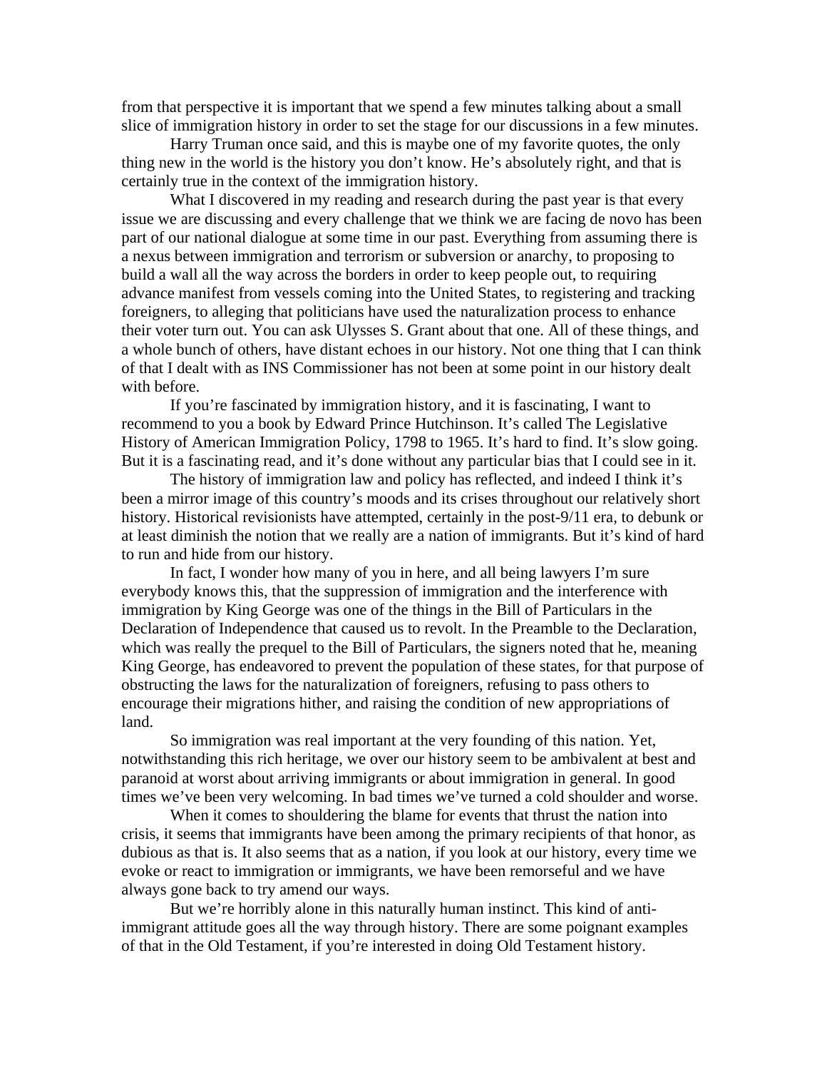from that perspective it is important that we spend a few minutes talking about a small slice of immigration history in order to set the stage for our discussions in a few minutes.

Harry Truman once said, and this is maybe one of my favorite quotes, the only thing new in the world is the history you don't know. He's absolutely right, and that is certainly true in the context of the immigration history.

What I discovered in my reading and research during the past year is that every issue we are discussing and every challenge that we think we are facing de novo has been part of our national dialogue at some time in our past. Everything from assuming there is a nexus between immigration and terrorism or subversion or anarchy, to proposing to build a wall all the way across the borders in order to keep people out, to requiring advance manifest from vessels coming into the United States, to registering and tracking foreigners, to alleging that politicians have used the naturalization process to enhance their voter turn out. You can ask Ulysses S. Grant about that one. All of these things, and a whole bunch of others, have distant echoes in our history. Not one thing that I can think of that I dealt with as INS Commissioner has not been at some point in our history dealt with before.

If you're fascinated by immigration history, and it is fascinating, I want to recommend to you a book by Edward Prince Hutchinson. It's called The Legislative History of American Immigration Policy, 1798 to 1965. It's hard to find. It's slow going. But it is a fascinating read, and it's done without any particular bias that I could see in it.

The history of immigration law and policy has reflected, and indeed I think it's been a mirror image of this country's moods and its crises throughout our relatively short history. Historical revisionists have attempted, certainly in the post-9/11 era, to debunk or at least diminish the notion that we really are a nation of immigrants. But it's kind of hard to run and hide from our history.

In fact, I wonder how many of you in here, and all being lawyers I'm sure everybody knows this, that the suppression of immigration and the interference with immigration by King George was one of the things in the Bill of Particulars in the Declaration of Independence that caused us to revolt. In the Preamble to the Declaration, which was really the prequel to the Bill of Particulars, the signers noted that he, meaning King George, has endeavored to prevent the population of these states, for that purpose of obstructing the laws for the naturalization of foreigners, refusing to pass others to encourage their migrations hither, and raising the condition of new appropriations of land.

So immigration was real important at the very founding of this nation. Yet, notwithstanding this rich heritage, we over our history seem to be ambivalent at best and paranoid at worst about arriving immigrants or about immigration in general. In good times we've been very welcoming. In bad times we've turned a cold shoulder and worse.

When it comes to shouldering the blame for events that thrust the nation into crisis, it seems that immigrants have been among the primary recipients of that honor, as dubious as that is. It also seems that as a nation, if you look at our history, every time we evoke or react to immigration or immigrants, we have been remorseful and we have always gone back to try amend our ways.

But we're horribly alone in this naturally human instinct. This kind of anti-immigrant attitude goes all the way through history. There are some poignant examples of that in the Old Testament, if you're interested in doing Old Testament history.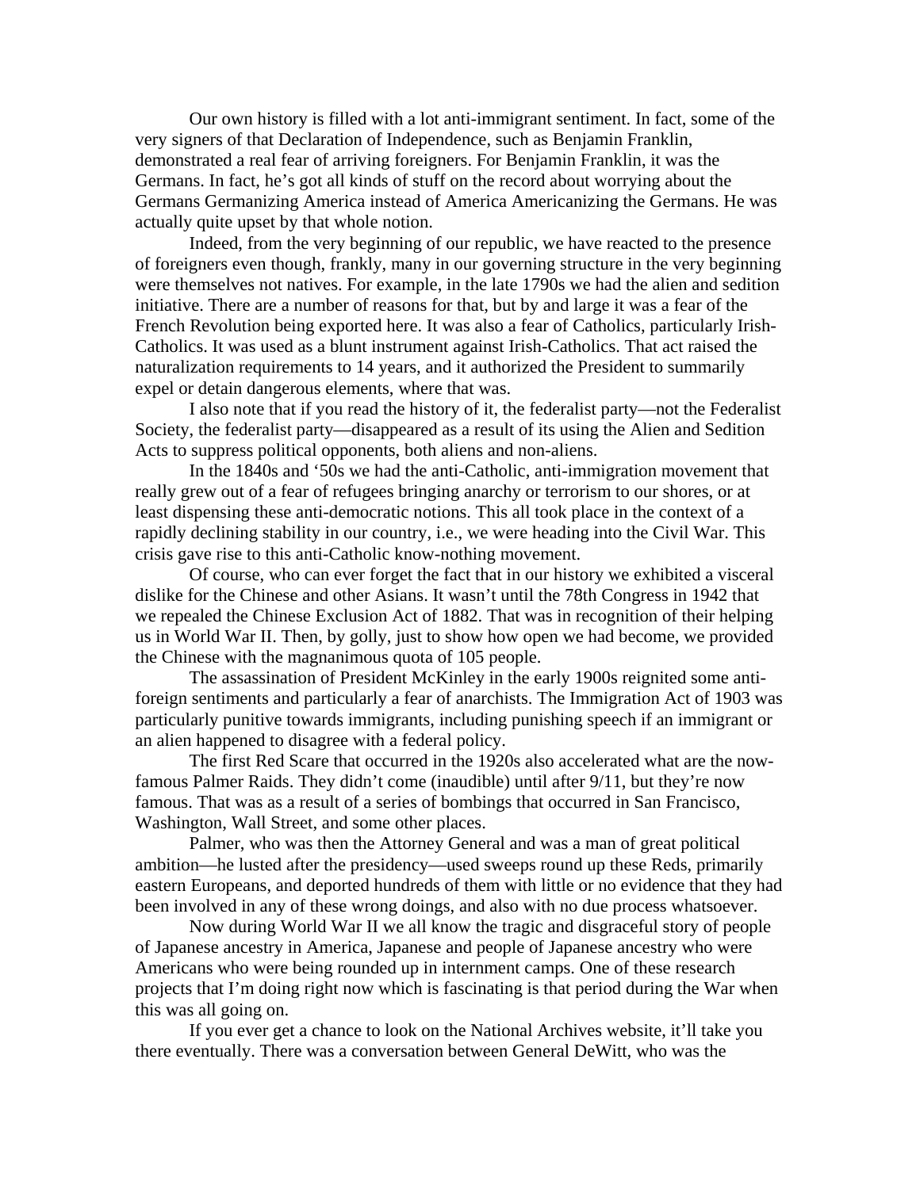Our own history is filled with a lot anti-immigrant sentiment. In fact, some of the very signers of that Declaration of Independence, such as Benjamin Franklin, demonstrated a real fear of arriving foreigners. For Benjamin Franklin, it was the Germans. In fact, he's got all kinds of stuff on the record about worrying about the Germans Germanizing America instead of America Americanizing the Germans. He was actually quite upset by that whole notion.

Indeed, from the very beginning of our republic, we have reacted to the presence of foreigners even though, frankly, many in our governing structure in the very beginning were themselves not natives. For example, in the late 1790s we had the alien and sedition initiative. There are a number of reasons for that, but by and large it was a fear of the French Revolution being exported here. It was also a fear of Catholics, particularly Irish-Catholics. It was used as a blunt instrument against Irish-Catholics. That act raised the naturalization requirements to 14 years, and it authorized the President to summarily expel or detain dangerous elements, where that was.

I also note that if you read the history of it, the federalist party—not the Federalist Society, the federalist party—disappeared as a result of its using the Alien and Sedition Acts to suppress political opponents, both aliens and non-aliens.

In the 1840s and '50s we had the anti-Catholic, anti-immigration movement that really grew out of a fear of refugees bringing anarchy or terrorism to our shores, or at least dispensing these anti-democratic notions. This all took place in the context of a rapidly declining stability in our country, i.e., we were heading into the Civil War. This crisis gave rise to this anti-Catholic know-nothing movement.

Of course, who can ever forget the fact that in our history we exhibited a visceral dislike for the Chinese and other Asians. It wasn't until the 78th Congress in 1942 that we repealed the Chinese Exclusion Act of 1882. That was in recognition of their helping us in World War II. Then, by golly, just to show how open we had become, we provided the Chinese with the magnanimous quota of 105 people.

The assassination of President McKinley in the early 1900s reignited some anti-foreign sentiments and particularly a fear of anarchists. The Immigration Act of 1903 was particularly punitive towards immigrants, including punishing speech if an immigrant or an alien happened to disagree with a federal policy.

The first Red Scare that occurred in the 1920s also accelerated what are the now-famous Palmer Raids. They didn't come (inaudible) until after 9/11, but they're now famous. That was as a result of a series of bombings that occurred in San Francisco, Washington, Wall Street, and some other places.

Palmer, who was then the Attorney General and was a man of great political ambition—he lusted after the presidency—used sweeps round up these Reds, primarily eastern Europeans, and deported hundreds of them with little or no evidence that they had been involved in any of these wrong doings, and also with no due process whatsoever.

Now during World War II we all know the tragic and disgraceful story of people of Japanese ancestry in America, Japanese and people of Japanese ancestry who were Americans who were being rounded up in internment camps. One of these research projects that I'm doing right now which is fascinating is that period during the War when this was all going on.

If you ever get a chance to look on the National Archives website, it'll take you there eventually. There was a conversation between General DeWitt, who was the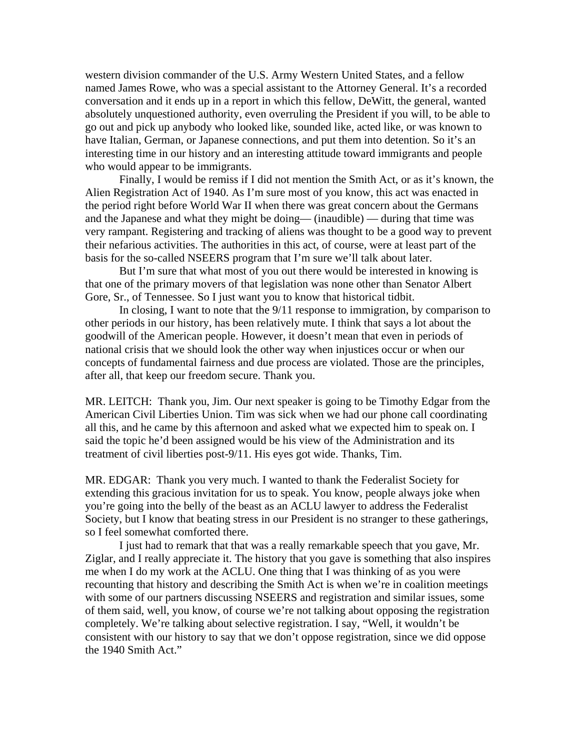western division commander of the U.S. Army Western United States, and a fellow named James Rowe, who was a special assistant to the Attorney General. It's a recorded conversation and it ends up in a report in which this fellow, DeWitt, the general, wanted absolutely unquestioned authority, even overruling the President if you will, to be able to go out and pick up anybody who looked like, sounded like, acted like, or was known to have Italian, German, or Japanese connections, and put them into detention. So it's an interesting time in our history and an interesting attitude toward immigrants and people who would appear to be immigrants.

Finally, I would be remiss if I did not mention the Smith Act, or as it's known, the Alien Registration Act of 1940. As I'm sure most of you know, this act was enacted in the period right before World War II when there was great concern about the Germans and the Japanese and what they might be doing— (inaudible) — during that time was very rampant. Registering and tracking of aliens was thought to be a good way to prevent their nefarious activities. The authorities in this act, of course, were at least part of the basis for the so-called NSEERS program that I'm sure we'll talk about later.

But I'm sure that what most of you out there would be interested in knowing is that one of the primary movers of that legislation was none other than Senator Albert Gore, Sr., of Tennessee. So I just want you to know that historical tidbit.

In closing, I want to note that the 9/11 response to immigration, by comparison to other periods in our history, has been relatively mute. I think that says a lot about the goodwill of the American people. However, it doesn't mean that even in periods of national crisis that we should look the other way when injustices occur or when our concepts of fundamental fairness and due process are violated. Those are the principles, after all, that keep our freedom secure. Thank you.

MR. LEITCH: Thank you, Jim. Our next speaker is going to be Timothy Edgar from the American Civil Liberties Union. Tim was sick when we had our phone call coordinating all this, and he came by this afternoon and asked what we expected him to speak on. I said the topic he'd been assigned would be his view of the Administration and its treatment of civil liberties post-9/11. His eyes got wide. Thanks, Tim.

MR. EDGAR: Thank you very much. I wanted to thank the Federalist Society for extending this gracious invitation for us to speak. You know, people always joke when you're going into the belly of the beast as an ACLU lawyer to address the Federalist Society, but I know that beating stress in our President is no stranger to these gatherings, so I feel somewhat comforted there.

I just had to remark that that was a really remarkable speech that you gave, Mr. Ziglar, and I really appreciate it. The history that you gave is something that also inspires me when I do my work at the ACLU. One thing that I was thinking of as you were recounting that history and describing the Smith Act is when we're in coalition meetings with some of our partners discussing NSEERS and registration and similar issues, some of them said, well, you know, of course we're not talking about opposing the registration completely. We're talking about selective registration. I say, "Well, it wouldn't be consistent with our history to say that we don't oppose registration, since we did oppose the 1940 Smith Act."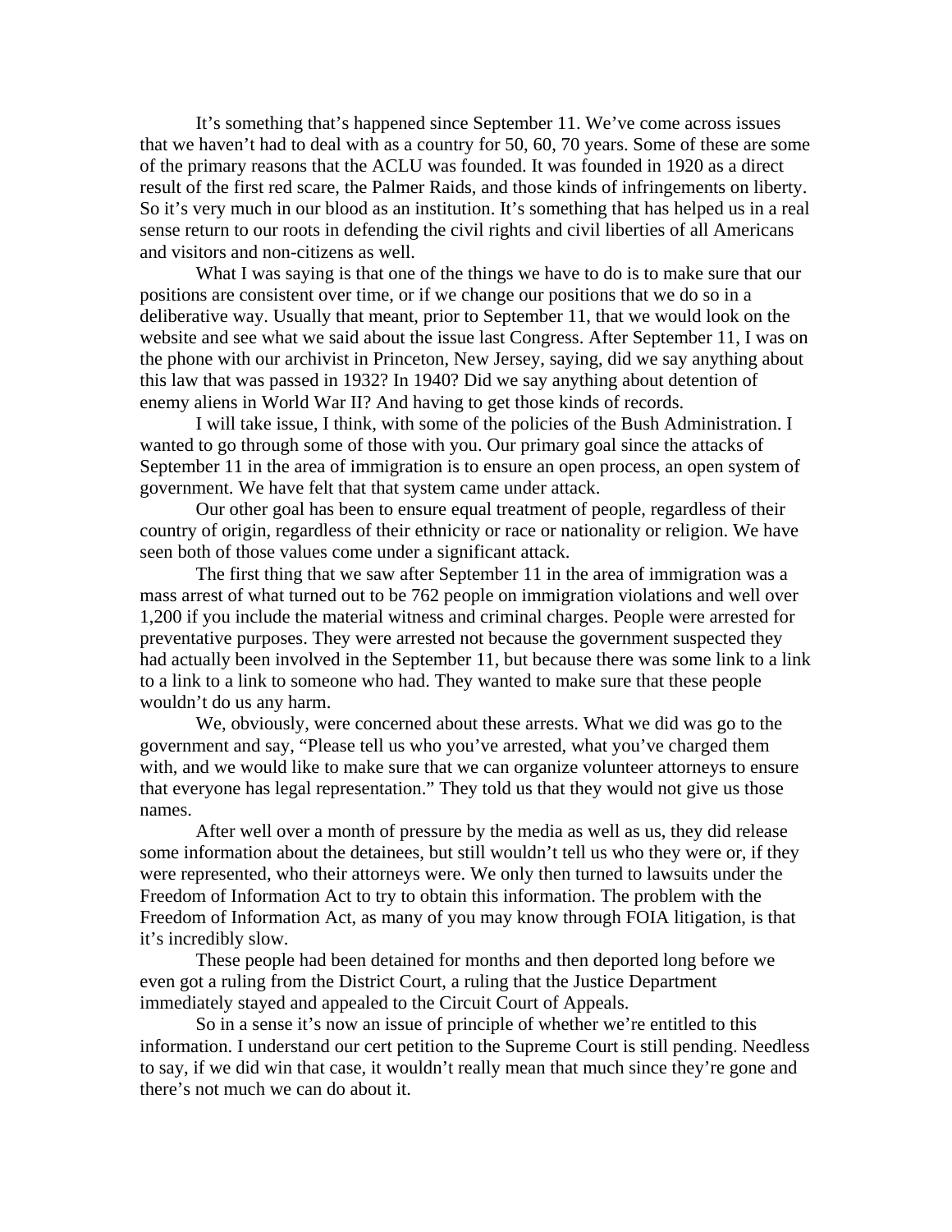It's something that's happened since September 11. We've come across issues that we haven't had to deal with as a country for 50, 60, 70 years. Some of these are some of the primary reasons that the ACLU was founded. It was founded in 1920 as a direct result of the first red scare, the Palmer Raids, and those kinds of infringements on liberty. So it's very much in our blood as an institution. It's something that has helped us in a real sense return to our roots in defending the civil rights and civil liberties of all Americans and visitors and non-citizens as well.

What I was saying is that one of the things we have to do is to make sure that our positions are consistent over time, or if we change our positions that we do so in a deliberative way. Usually that meant, prior to September 11, that we would look on the website and see what we said about the issue last Congress. After September 11, I was on the phone with our archivist in Princeton, New Jersey, saying, did we say anything about this law that was passed in 1932? In 1940? Did we say anything about detention of enemy aliens in World War II? And having to get those kinds of records.

I will take issue, I think, with some of the policies of the Bush Administration. I wanted to go through some of those with you. Our primary goal since the attacks of September 11 in the area of immigration is to ensure an open process, an open system of government. We have felt that that system came under attack.

Our other goal has been to ensure equal treatment of people, regardless of their country of origin, regardless of their ethnicity or race or nationality or religion. We have seen both of those values come under a significant attack.

The first thing that we saw after September 11 in the area of immigration was a mass arrest of what turned out to be 762 people on immigration violations and well over 1,200 if you include the material witness and criminal charges. People were arrested for preventative purposes. They were arrested not because the government suspected they had actually been involved in the September 11, but because there was some link to a link to a link to a link to someone who had. They wanted to make sure that these people wouldn't do us any harm.

We, obviously, were concerned about these arrests. What we did was go to the government and say, "Please tell us who you've arrested, what you've charged them with, and we would like to make sure that we can organize volunteer attorneys to ensure that everyone has legal representation." They told us that they would not give us those names.

After well over a month of pressure by the media as well as us, they did release some information about the detainees, but still wouldn't tell us who they were or, if they were represented, who their attorneys were. We only then turned to lawsuits under the Freedom of Information Act to try to obtain this information. The problem with the Freedom of Information Act, as many of you may know through FOIA litigation, is that it's incredibly slow.

These people had been detained for months and then deported long before we even got a ruling from the District Court, a ruling that the Justice Department immediately stayed and appealed to the Circuit Court of Appeals.

So in a sense it's now an issue of principle of whether we're entitled to this information. I understand our cert petition to the Supreme Court is still pending. Needless to say, if we did win that case, it wouldn't really mean that much since they're gone and there's not much we can do about it.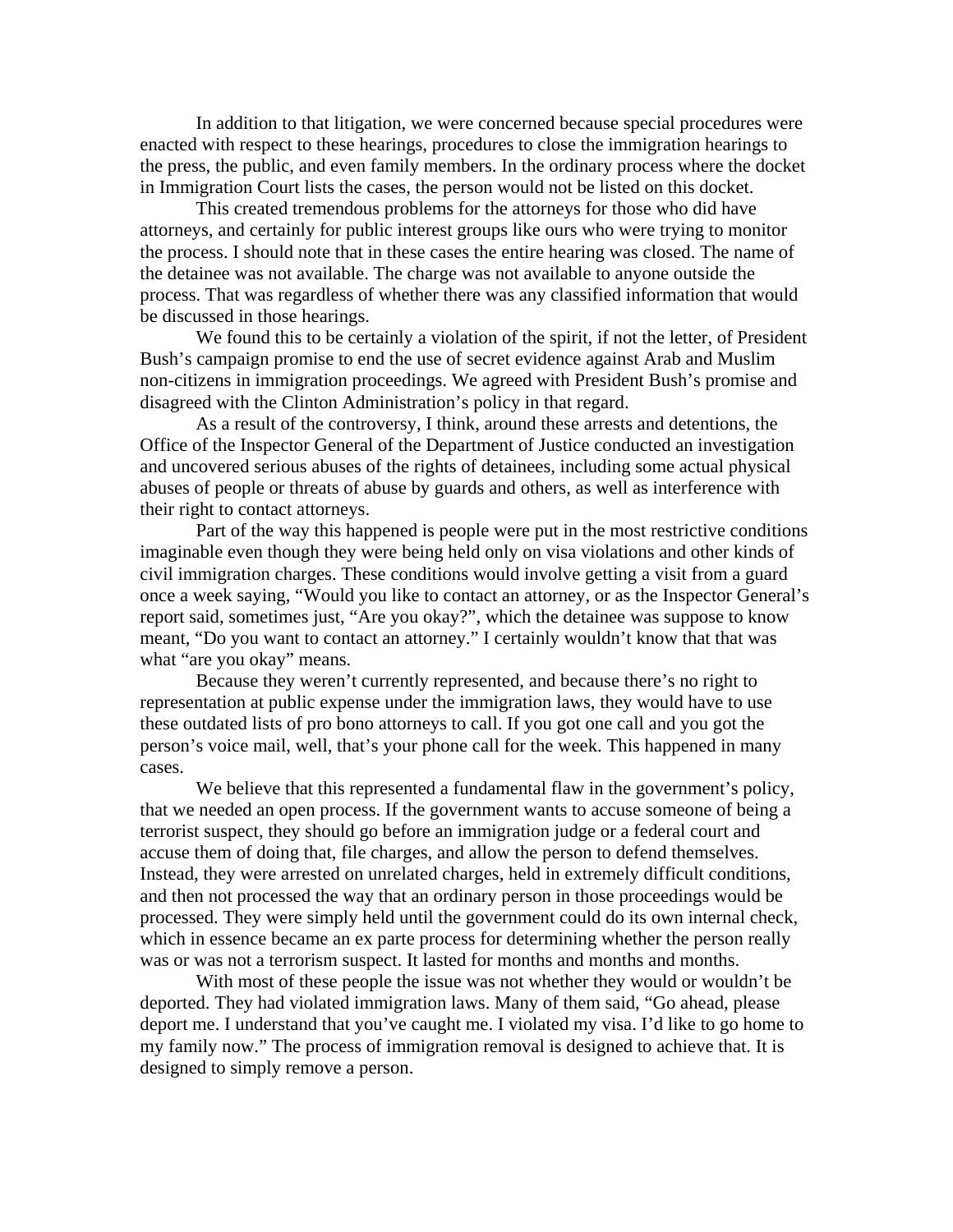In addition to that litigation, we were concerned because special procedures were enacted with respect to these hearings, procedures to close the immigration hearings to the press, the public, and even family members. In the ordinary process where the docket in Immigration Court lists the cases, the person would not be listed on this docket.

This created tremendous problems for the attorneys for those who did have attorneys, and certainly for public interest groups like ours who were trying to monitor the process. I should note that in these cases the entire hearing was closed. The name of the detainee was not available. The charge was not available to anyone outside the process. That was regardless of whether there was any classified information that would be discussed in those hearings.

We found this to be certainly a violation of the spirit, if not the letter, of President Bush's campaign promise to end the use of secret evidence against Arab and Muslim non-citizens in immigration proceedings. We agreed with President Bush's promise and disagreed with the Clinton Administration's policy in that regard.

As a result of the controversy, I think, around these arrests and detentions, the Office of the Inspector General of the Department of Justice conducted an investigation and uncovered serious abuses of the rights of detainees, including some actual physical abuses of people or threats of abuse by guards and others, as well as interference with their right to contact attorneys.

Part of the way this happened is people were put in the most restrictive conditions imaginable even though they were being held only on visa violations and other kinds of civil immigration charges. These conditions would involve getting a visit from a guard once a week saying, "Would you like to contact an attorney, or as the Inspector General's report said, sometimes just, "Are you okay?", which the detainee was suppose to know meant, "Do you want to contact an attorney." I certainly wouldn't know that that was what "are you okay" means.

Because they weren't currently represented, and because there's no right to representation at public expense under the immigration laws, they would have to use these outdated lists of pro bono attorneys to call. If you got one call and you got the person's voice mail, well, that's your phone call for the week. This happened in many cases.

We believe that this represented a fundamental flaw in the government's policy, that we needed an open process. If the government wants to accuse someone of being a terrorist suspect, they should go before an immigration judge or a federal court and accuse them of doing that, file charges, and allow the person to defend themselves. Instead, they were arrested on unrelated charges, held in extremely difficult conditions, and then not processed the way that an ordinary person in those proceedings would be processed. They were simply held until the government could do its own internal check, which in essence became an ex parte process for determining whether the person really was or was not a terrorism suspect. It lasted for months and months and months.

With most of these people the issue was not whether they would or wouldn't be deported. They had violated immigration laws. Many of them said, "Go ahead, please deport me. I understand that you've caught me. I violated my visa. I'd like to go home to my family now." The process of immigration removal is designed to achieve that. It is designed to simply remove a person.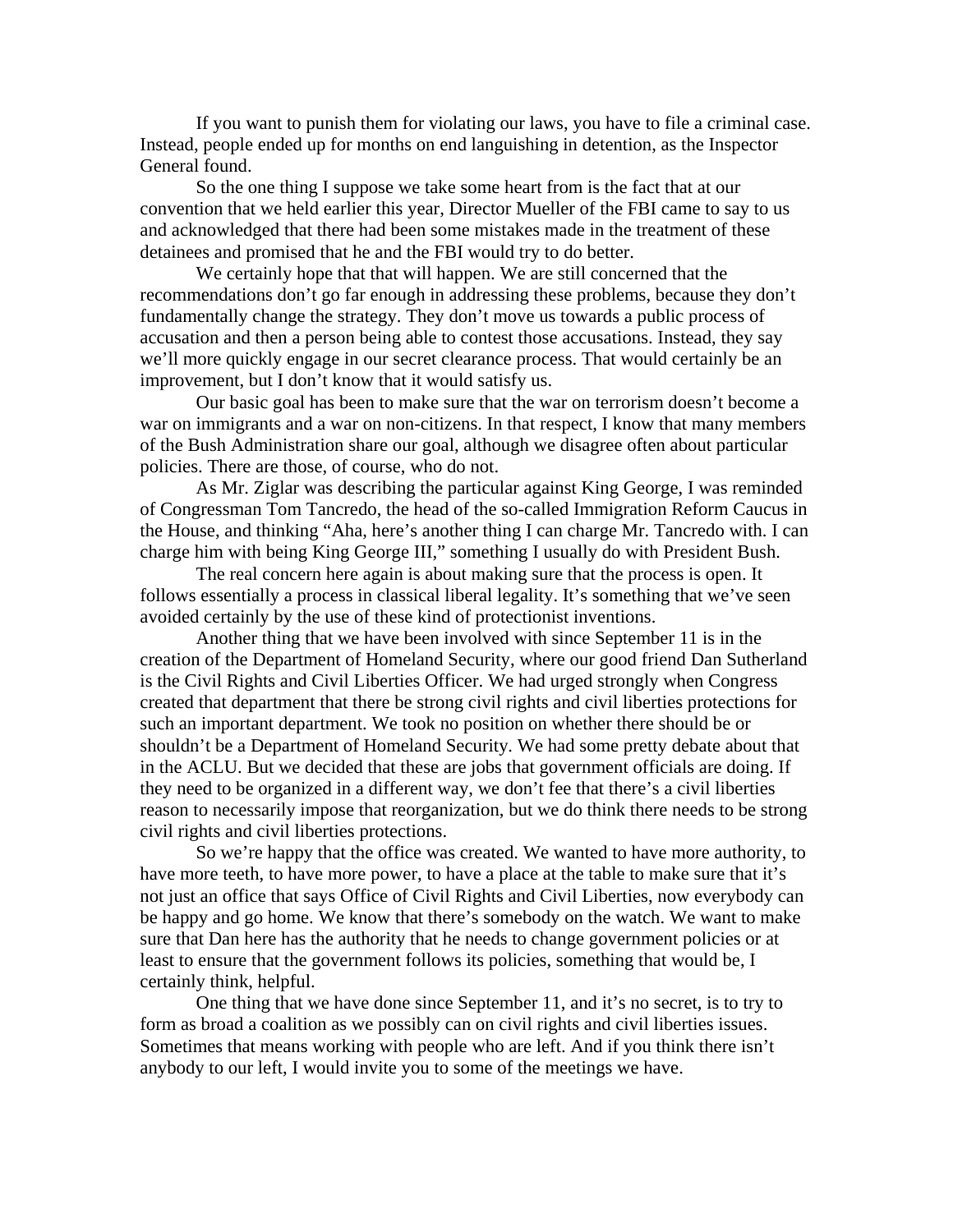If you want to punish them for violating our laws, you have to file a criminal case. Instead, people ended up for months on end languishing in detention, as the Inspector General found.

So the one thing I suppose we take some heart from is the fact that at our convention that we held earlier this year, Director Mueller of the FBI came to say to us and acknowledged that there had been some mistakes made in the treatment of these detainees and promised that he and the FBI would try to do better.

We certainly hope that that will happen. We are still concerned that the recommendations don't go far enough in addressing these problems, because they don't fundamentally change the strategy. They don't move us towards a public process of accusation and then a person being able to contest those accusations. Instead, they say we'll more quickly engage in our secret clearance process. That would certainly be an improvement, but I don't know that it would satisfy us.

Our basic goal has been to make sure that the war on terrorism doesn't become a war on immigrants and a war on non-citizens. In that respect, I know that many members of the Bush Administration share our goal, although we disagree often about particular policies. There are those, of course, who do not.

As Mr. Ziglar was describing the particular against King George, I was reminded of Congressman Tom Tancredo, the head of the so-called Immigration Reform Caucus in the House, and thinking "Aha, here's another thing I can charge Mr. Tancredo with. I can charge him with being King George III," something I usually do with President Bush.

The real concern here again is about making sure that the process is open. It follows essentially a process in classical liberal legality. It's something that we've seen avoided certainly by the use of these kind of protectionist inventions.

Another thing that we have been involved with since September 11 is in the creation of the Department of Homeland Security, where our good friend Dan Sutherland is the Civil Rights and Civil Liberties Officer. We had urged strongly when Congress created that department that there be strong civil rights and civil liberties protections for such an important department. We took no position on whether there should be or shouldn't be a Department of Homeland Security. We had some pretty debate about that in the ACLU. But we decided that these are jobs that government officials are doing. If they need to be organized in a different way, we don't fee that there's a civil liberties reason to necessarily impose that reorganization, but we do think there needs to be strong civil rights and civil liberties protections.

So we're happy that the office was created. We wanted to have more authority, to have more teeth, to have more power, to have a place at the table to make sure that it's not just an office that says Office of Civil Rights and Civil Liberties, now everybody can be happy and go home. We know that there's somebody on the watch. We want to make sure that Dan here has the authority that he needs to change government policies or at least to ensure that the government follows its policies, something that would be, I certainly think, helpful.

One thing that we have done since September 11, and it's no secret, is to try to form as broad a coalition as we possibly can on civil rights and civil liberties issues. Sometimes that means working with people who are left. And if you think there isn't anybody to our left, I would invite you to some of the meetings we have.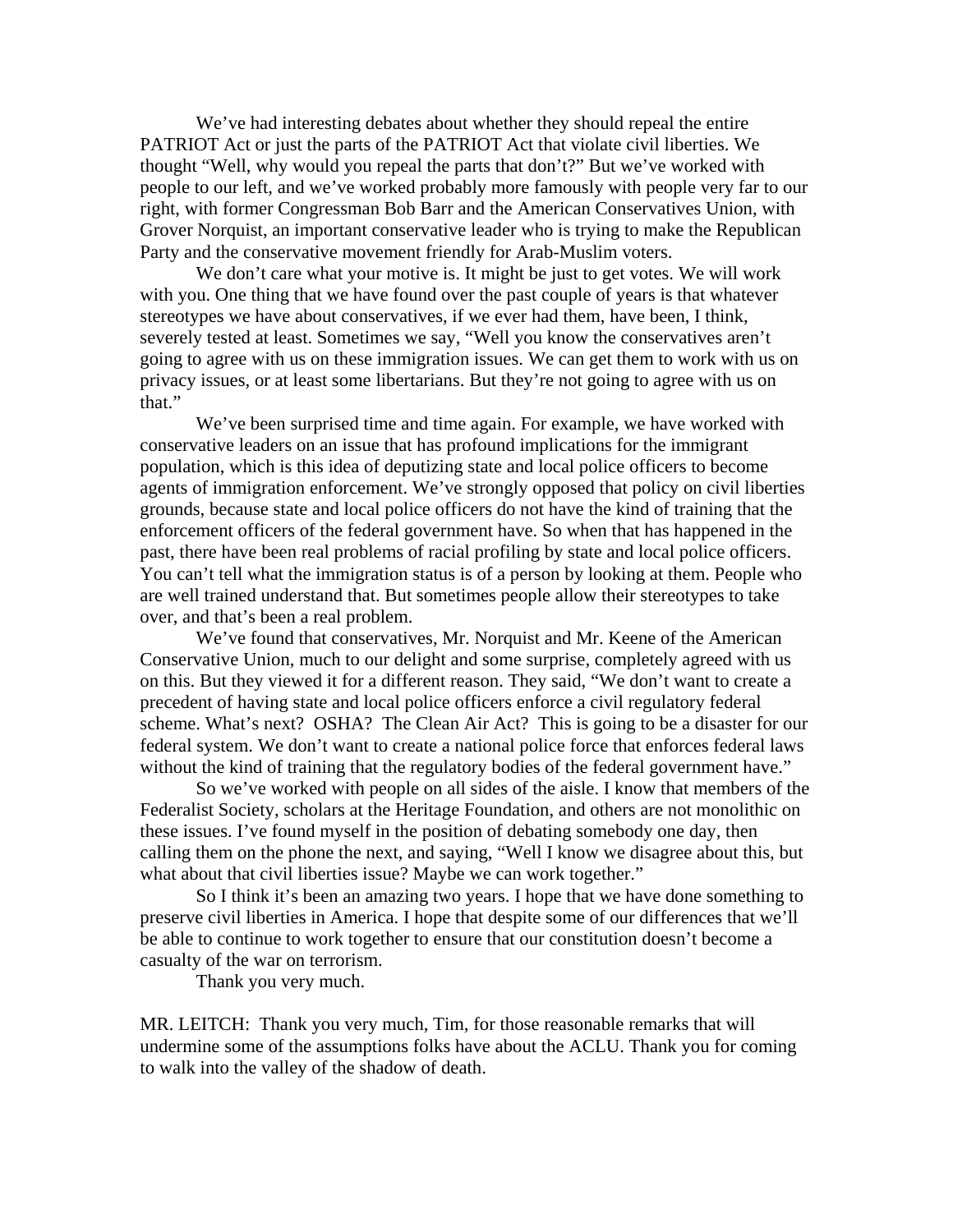We've had interesting debates about whether they should repeal the entire PATRIOT Act or just the parts of the PATRIOT Act that violate civil liberties. We thought "Well, why would you repeal the parts that don't?" But we've worked with people to our left, and we've worked probably more famously with people very far to our right, with former Congressman Bob Barr and the American Conservatives Union, with Grover Norquist, an important conservative leader who is trying to make the Republican Party and the conservative movement friendly for Arab-Muslim voters.

We don't care what your motive is. It might be just to get votes. We will work with you. One thing that we have found over the past couple of years is that whatever stereotypes we have about conservatives, if we ever had them, have been, I think, severely tested at least. Sometimes we say, "Well you know the conservatives aren't going to agree with us on these immigration issues. We can get them to work with us on privacy issues, or at least some libertarians. But they're not going to agree with us on that."

We've been surprised time and time again. For example, we have worked with conservative leaders on an issue that has profound implications for the immigrant population, which is this idea of deputizing state and local police officers to become agents of immigration enforcement. We've strongly opposed that policy on civil liberties grounds, because state and local police officers do not have the kind of training that the enforcement officers of the federal government have. So when that has happened in the past, there have been real problems of racial profiling by state and local police officers. You can't tell what the immigration status is of a person by looking at them. People who are well trained understand that. But sometimes people allow their stereotypes to take over, and that's been a real problem.

We've found that conservatives, Mr. Norquist and Mr. Keene of the American Conservative Union, much to our delight and some surprise, completely agreed with us on this. But they viewed it for a different reason. They said, "We don't want to create a precedent of having state and local police officers enforce a civil regulatory federal scheme. What's next? OSHA? The Clean Air Act? This is going to be a disaster for our federal system. We don't want to create a national police force that enforces federal laws without the kind of training that the regulatory bodies of the federal government have."

So we've worked with people on all sides of the aisle. I know that members of the Federalist Society, scholars at the Heritage Foundation, and others are not monolithic on these issues. I've found myself in the position of debating somebody one day, then calling them on the phone the next, and saying, "Well I know we disagree about this, but what about that civil liberties issue? Maybe we can work together."

So I think it's been an amazing two years. I hope that we have done something to preserve civil liberties in America. I hope that despite some of our differences that we'll be able to continue to work together to ensure that our constitution doesn't become a casualty of the war on terrorism.

Thank you very much.

MR. LEITCH: Thank you very much, Tim, for those reasonable remarks that will undermine some of the assumptions folks have about the ACLU. Thank you for coming to walk into the valley of the shadow of death.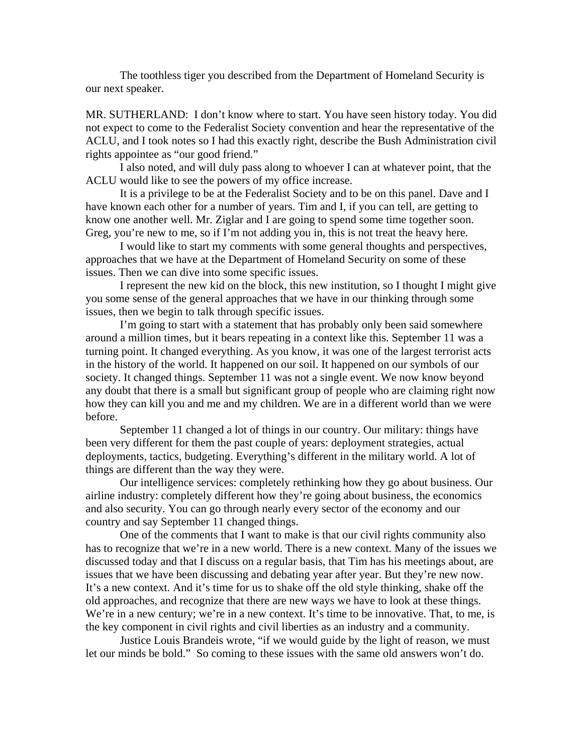The toothless tiger you described from the Department of Homeland Security is our next speaker.

MR. SUTHERLAND: I don't know where to start. You have seen history today. You did not expect to come to the Federalist Society convention and hear the representative of the ACLU, and I took notes so I had this exactly right, describe the Bush Administration civil rights appointee as "our good friend."

I also noted, and will duly pass along to whoever I can at whatever point, that the ACLU would like to see the powers of my office increase.

It is a privilege to be at the Federalist Society and to be on this panel. Dave and I have known each other for a number of years. Tim and I, if you can tell, are getting to know one another well. Mr. Ziglar and I are going to spend some time together soon. Greg, you're new to me, so if I'm not adding you in, this is not treat the heavy here.

I would like to start my comments with some general thoughts and perspectives, approaches that we have at the Department of Homeland Security on some of these issues. Then we can dive into some specific issues.

I represent the new kid on the block, this new institution, so I thought I might give you some sense of the general approaches that we have in our thinking through some issues, then we begin to talk through specific issues.

I'm going to start with a statement that has probably only been said somewhere around a million times, but it bears repeating in a context like this. September 11 was a turning point. It changed everything. As you know, it was one of the largest terrorist acts in the history of the world. It happened on our soil. It happened on our symbols of our society. It changed things. September 11 was not a single event. We now know beyond any doubt that there is a small but significant group of people who are claiming right now how they can kill you and me and my children. We are in a different world than we were before.

September 11 changed a lot of things in our country. Our military: things have been very different for them the past couple of years: deployment strategies, actual deployments, tactics, budgeting. Everything's different in the military world. A lot of things are different than the way they were.

Our intelligence services: completely rethinking how they go about business. Our airline industry: completely different how they're going about business, the economics and also security. You can go through nearly every sector of the economy and our country and say September 11 changed things.

One of the comments that I want to make is that our civil rights community also has to recognize that we're in a new world. There is a new context. Many of the issues we discussed today and that I discuss on a regular basis, that Tim has his meetings about, are issues that we have been discussing and debating year after year. But they're new now. It's a new context. And it's time for us to shake off the old style thinking, shake off the old approaches, and recognize that there are new ways we have to look at these things. We're in a new century; we're in a new context. It's time to be innovative. That, to me, is the key component in civil rights and civil liberties as an industry and a community.

Justice Louis Brandeis wrote, "if we would guide by the light of reason, we must let our minds be bold." So coming to these issues with the same old answers won't do.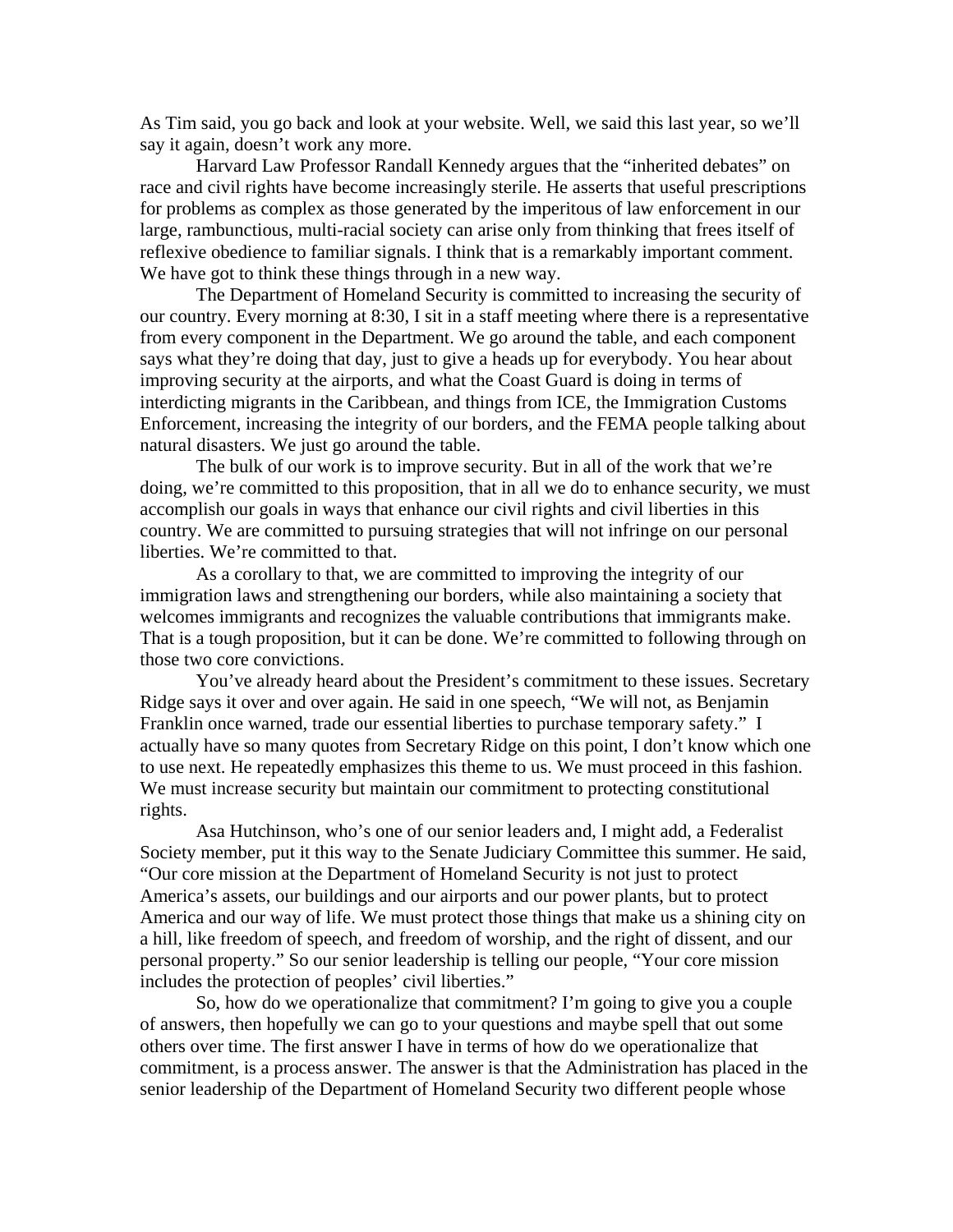As Tim said, you go back and look at your website. Well, we said this last year, so we'll say it again, doesn't work any more.

Harvard Law Professor Randall Kennedy argues that the "inherited debates" on race and civil rights have become increasingly sterile. He asserts that useful prescriptions for problems as complex as those generated by the imperitous of law enforcement in our large, rambunctious, multi-racial society can arise only from thinking that frees itself of reflexive obedience to familiar signals. I think that is a remarkably important comment. We have got to think these things through in a new way.

The Department of Homeland Security is committed to increasing the security of our country. Every morning at 8:30, I sit in a staff meeting where there is a representative from every component in the Department. We go around the table, and each component says what they're doing that day, just to give a heads up for everybody. You hear about improving security at the airports, and what the Coast Guard is doing in terms of interdicting migrants in the Caribbean, and things from ICE, the Immigration Customs Enforcement, increasing the integrity of our borders, and the FEMA people talking about natural disasters. We just go around the table.

The bulk of our work is to improve security. But in all of the work that we're doing, we're committed to this proposition, that in all we do to enhance security, we must accomplish our goals in ways that enhance our civil rights and civil liberties in this country. We are committed to pursuing strategies that will not infringe on our personal liberties. We're committed to that.

As a corollary to that, we are committed to improving the integrity of our immigration laws and strengthening our borders, while also maintaining a society that welcomes immigrants and recognizes the valuable contributions that immigrants make. That is a tough proposition, but it can be done. We're committed to following through on those two core convictions.

You've already heard about the President's commitment to these issues. Secretary Ridge says it over and over again. He said in one speech, "We will not, as Benjamin Franklin once warned, trade our essential liberties to purchase temporary safety." I actually have so many quotes from Secretary Ridge on this point, I don't know which one to use next. He repeatedly emphasizes this theme to us. We must proceed in this fashion. We must increase security but maintain our commitment to protecting constitutional rights.

Asa Hutchinson, who's one of our senior leaders and, I might add, a Federalist Society member, put it this way to the Senate Judiciary Committee this summer. He said, "Our core mission at the Department of Homeland Security is not just to protect America's assets, our buildings and our airports and our power plants, but to protect America and our way of life. We must protect those things that make us a shining city on a hill, like freedom of speech, and freedom of worship, and the right of dissent, and our personal property." So our senior leadership is telling our people, "Your core mission includes the protection of peoples' civil liberties."

So, how do we operationalize that commitment? I'm going to give you a couple of answers, then hopefully we can go to your questions and maybe spell that out some others over time. The first answer I have in terms of how do we operationalize that commitment, is a process answer. The answer is that the Administration has placed in the senior leadership of the Department of Homeland Security two different people whose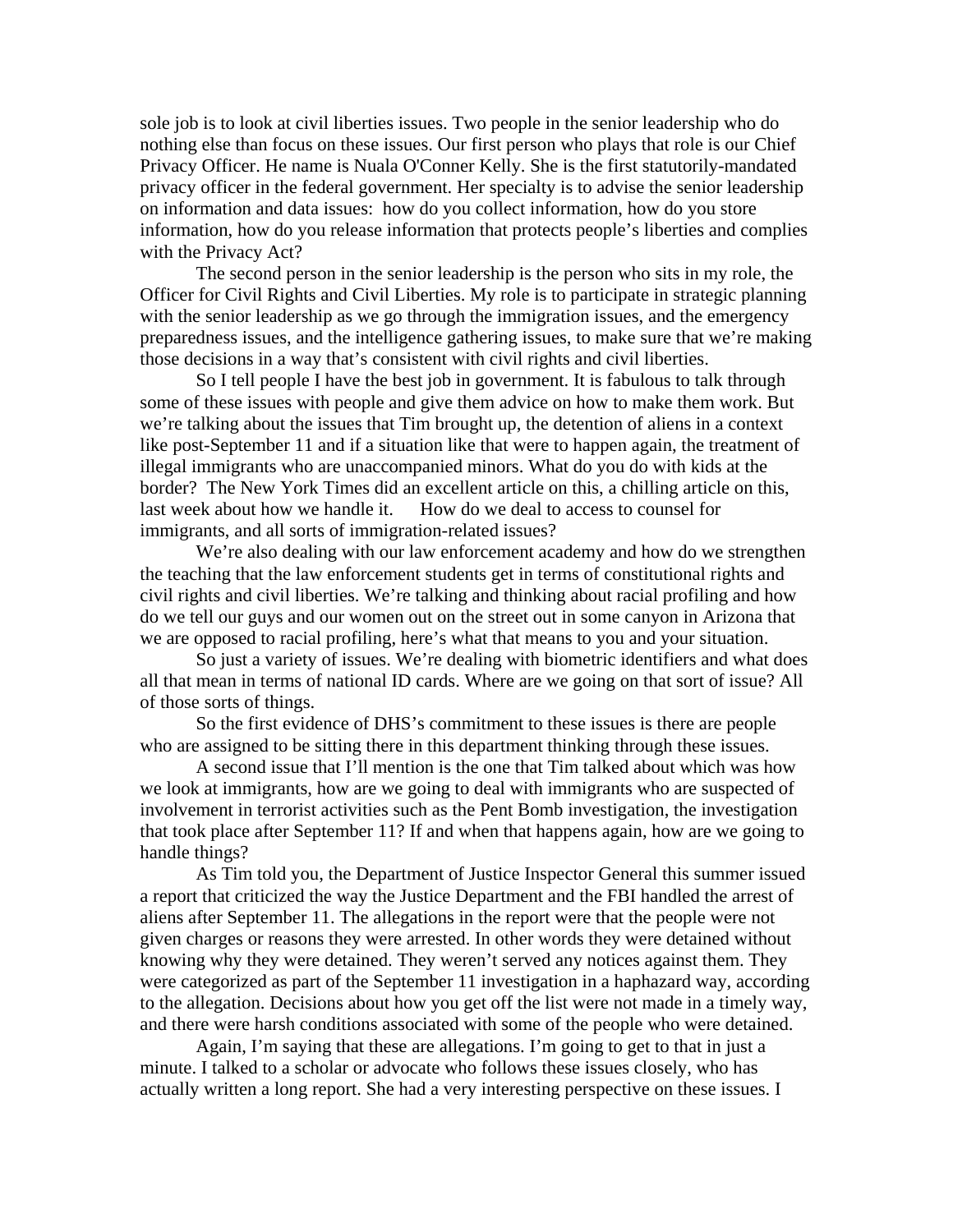sole job is to look at civil liberties issues. Two people in the senior leadership who do nothing else than focus on these issues. Our first person who plays that role is our Chief Privacy Officer. He name is Nuala O'Conner Kelly. She is the first statutorily-mandated privacy officer in the federal government. Her specialty is to advise the senior leadership on information and data issues: how do you collect information, how do you store information, how do you release information that protects people's liberties and complies with the Privacy Act?

The second person in the senior leadership is the person who sits in my role, the Officer for Civil Rights and Civil Liberties. My role is to participate in strategic planning with the senior leadership as we go through the immigration issues, and the emergency preparedness issues, and the intelligence gathering issues, to make sure that we're making those decisions in a way that's consistent with civil rights and civil liberties.

So I tell people I have the best job in government. It is fabulous to talk through some of these issues with people and give them advice on how to make them work. But we're talking about the issues that Tim brought up, the detention of aliens in a context like post-September 11 and if a situation like that were to happen again, the treatment of illegal immigrants who are unaccompanied minors. What do you do with kids at the border? The New York Times did an excellent article on this, a chilling article on this, last week about how we handle it. How do we deal to access to counsel for immigrants, and all sorts of immigration-related issues?

We're also dealing with our law enforcement academy and how do we strengthen the teaching that the law enforcement students get in terms of constitutional rights and civil rights and civil liberties. We're talking and thinking about racial profiling and how do we tell our guys and our women out on the street out in some canyon in Arizona that we are opposed to racial profiling, here's what that means to you and your situation.

So just a variety of issues. We're dealing with biometric identifiers and what does all that mean in terms of national ID cards. Where are we going on that sort of issue? All of those sorts of things.

So the first evidence of DHS's commitment to these issues is there are people who are assigned to be sitting there in this department thinking through these issues.

A second issue that I'll mention is the one that Tim talked about which was how we look at immigrants, how are we going to deal with immigrants who are suspected of involvement in terrorist activities such as the Pent Bomb investigation, the investigation that took place after September 11? If and when that happens again, how are we going to handle things?

As Tim told you, the Department of Justice Inspector General this summer issued a report that criticized the way the Justice Department and the FBI handled the arrest of aliens after September 11. The allegations in the report were that the people were not given charges or reasons they were arrested. In other words they were detained without knowing why they were detained. They weren't served any notices against them. They were categorized as part of the September 11 investigation in a haphazard way, according to the allegation. Decisions about how you get off the list were not made in a timely way, and there were harsh conditions associated with some of the people who were detained.

Again, I'm saying that these are allegations. I'm going to get to that in just a minute. I talked to a scholar or advocate who follows these issues closely, who has actually written a long report. She had a very interesting perspective on these issues. I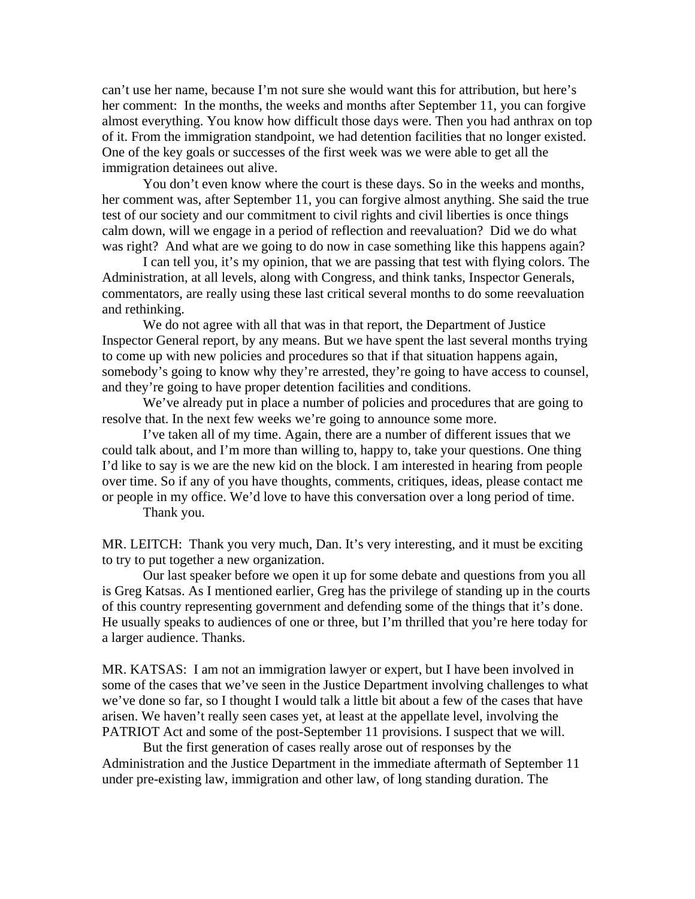can't use her name, because I'm not sure she would want this for attribution, but here's her comment: In the months, the weeks and months after September 11, you can forgive almost everything. You know how difficult those days were. Then you had anthrax on top of it. From the immigration standpoint, we had detention facilities that no longer existed. One of the key goals or successes of the first week was we were able to get all the immigration detainees out alive.

You don't even know where the court is these days. So in the weeks and months, her comment was, after September 11, you can forgive almost anything. She said the true test of our society and our commitment to civil rights and civil liberties is once things calm down, will we engage in a period of reflection and reevaluation? Did we do what was right? And what are we going to do now in case something like this happens again?

I can tell you, it's my opinion, that we are passing that test with flying colors. The Administration, at all levels, along with Congress, and think tanks, Inspector Generals, commentators, are really using these last critical several months to do some reevaluation and rethinking.

We do not agree with all that was in that report, the Department of Justice Inspector General report, by any means. But we have spent the last several months trying to come up with new policies and procedures so that if that situation happens again, somebody's going to know why they're arrested, they're going to have access to counsel, and they're going to have proper detention facilities and conditions.

We've already put in place a number of policies and procedures that are going to resolve that. In the next few weeks we're going to announce some more.

I've taken all of my time. Again, there are a number of different issues that we could talk about, and I'm more than willing to, happy to, take your questions. One thing I'd like to say is we are the new kid on the block. I am interested in hearing from people over time. So if any of you have thoughts, comments, critiques, ideas, please contact me or people in my office. We'd love to have this conversation over a long period of time.

Thank you.

MR. LEITCH: Thank you very much, Dan. It's very interesting, and it must be exciting to try to put together a new organization.

Our last speaker before we open it up for some debate and questions from you all is Greg Katsas. As I mentioned earlier, Greg has the privilege of standing up in the courts of this country representing government and defending some of the things that it's done. He usually speaks to audiences of one or three, but I'm thrilled that you're here today for a larger audience. Thanks.

MR. KATSAS: I am not an immigration lawyer or expert, but I have been involved in some of the cases that we've seen in the Justice Department involving challenges to what we've done so far, so I thought I would talk a little bit about a few of the cases that have arisen. We haven't really seen cases yet, at least at the appellate level, involving the PATRIOT Act and some of the post-September 11 provisions. I suspect that we will.

But the first generation of cases really arose out of responses by the Administration and the Justice Department in the immediate aftermath of September 11 under pre-existing law, immigration and other law, of long standing duration. The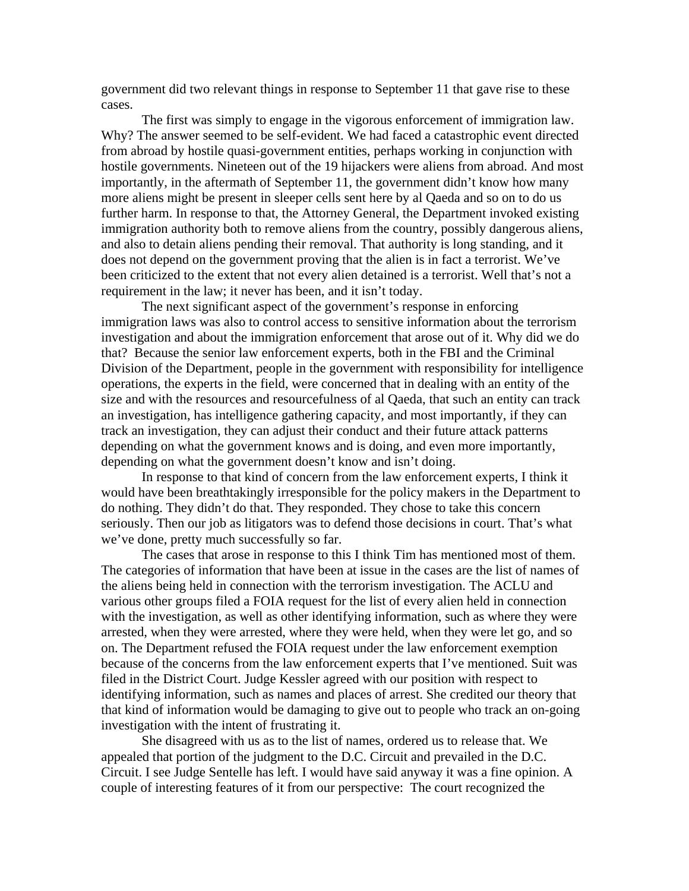government did two relevant things in response to September 11 that gave rise to these cases.

The first was simply to engage in the vigorous enforcement of immigration law. Why? The answer seemed to be self-evident. We had faced a catastrophic event directed from abroad by hostile quasi-government entities, perhaps working in conjunction with hostile governments. Nineteen out of the 19 hijackers were aliens from abroad. And most importantly, in the aftermath of September 11, the government didn't know how many more aliens might be present in sleeper cells sent here by al Qaeda and so on to do us further harm. In response to that, the Attorney General, the Department invoked existing immigration authority both to remove aliens from the country, possibly dangerous aliens, and also to detain aliens pending their removal. That authority is long standing, and it does not depend on the government proving that the alien is in fact a terrorist. We've been criticized to the extent that not every alien detained is a terrorist. Well that's not a requirement in the law; it never has been, and it isn't today.

The next significant aspect of the government's response in enforcing immigration laws was also to control access to sensitive information about the terrorism investigation and about the immigration enforcement that arose out of it. Why did we do that? Because the senior law enforcement experts, both in the FBI and the Criminal Division of the Department, people in the government with responsibility for intelligence operations, the experts in the field, were concerned that in dealing with an entity of the size and with the resources and resourcefulness of al Qaeda, that such an entity can track an investigation, has intelligence gathering capacity, and most importantly, if they can track an investigation, they can adjust their conduct and their future attack patterns depending on what the government knows and is doing, and even more importantly, depending on what the government doesn't know and isn't doing.

In response to that kind of concern from the law enforcement experts, I think it would have been breathtakingly irresponsible for the policy makers in the Department to do nothing. They didn't do that. They responded. They chose to take this concern seriously. Then our job as litigators was to defend those decisions in court. That's what we've done, pretty much successfully so far.

The cases that arose in response to this I think Tim has mentioned most of them. The categories of information that have been at issue in the cases are the list of names of the aliens being held in connection with the terrorism investigation. The ACLU and various other groups filed a FOIA request for the list of every alien held in connection with the investigation, as well as other identifying information, such as where they were arrested, when they were arrested, where they were held, when they were let go, and so on. The Department refused the FOIA request under the law enforcement exemption because of the concerns from the law enforcement experts that I've mentioned. Suit was filed in the District Court. Judge Kessler agreed with our position with respect to identifying information, such as names and places of arrest. She credited our theory that that kind of information would be damaging to give out to people who track an on-going investigation with the intent of frustrating it.

She disagreed with us as to the list of names, ordered us to release that. We appealed that portion of the judgment to the D.C. Circuit and prevailed in the D.C. Circuit. I see Judge Sentelle has left. I would have said anyway it was a fine opinion. A couple of interesting features of it from our perspective: The court recognized the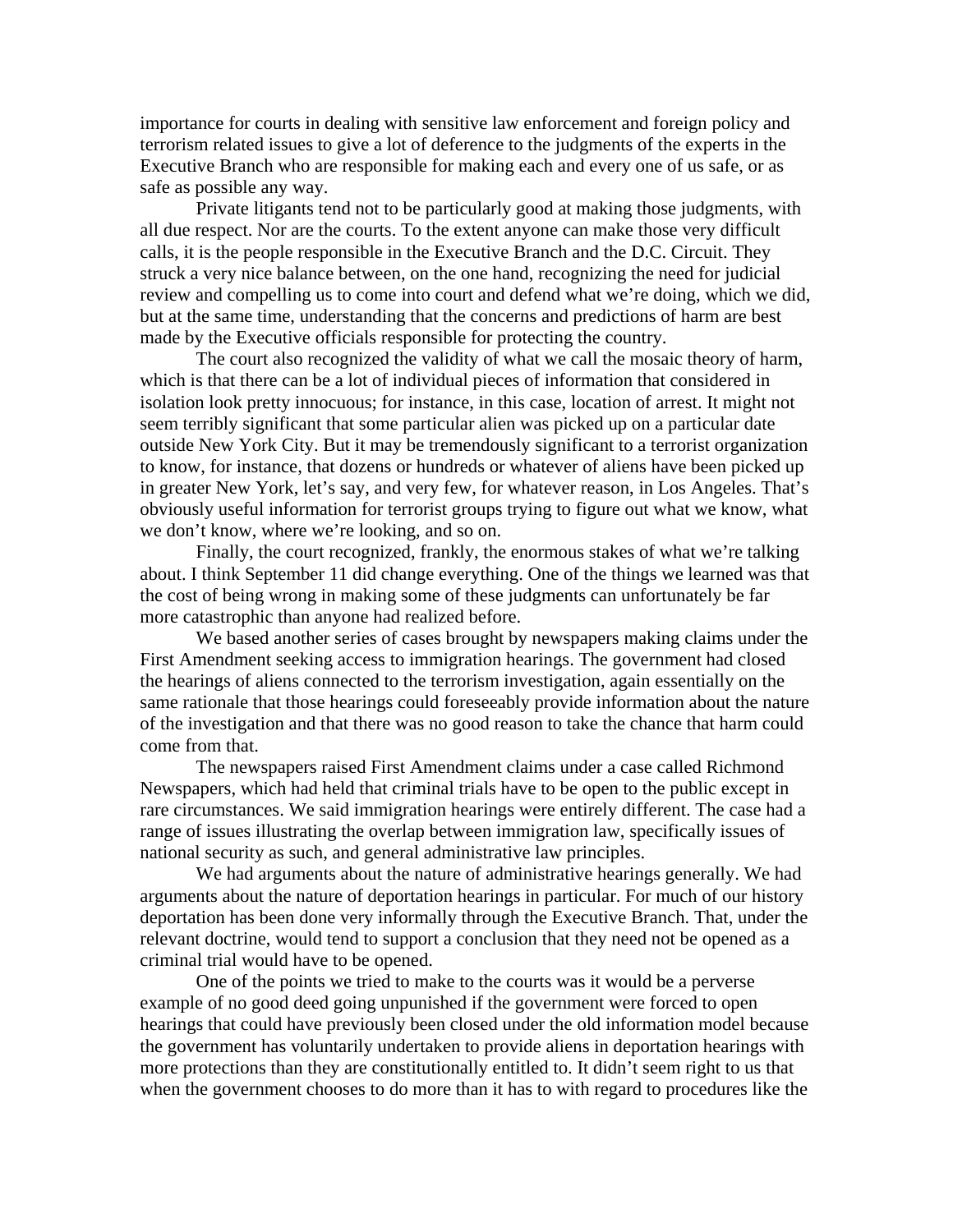importance for courts in dealing with sensitive law enforcement and foreign policy and terrorism related issues to give a lot of deference to the judgments of the experts in the Executive Branch who are responsible for making each and every one of us safe, or as safe as possible any way.

Private litigants tend not to be particularly good at making those judgments, with all due respect. Nor are the courts. To the extent anyone can make those very difficult calls, it is the people responsible in the Executive Branch and the D.C. Circuit. They struck a very nice balance between, on the one hand, recognizing the need for judicial review and compelling us to come into court and defend what we're doing, which we did, but at the same time, understanding that the concerns and predictions of harm are best made by the Executive officials responsible for protecting the country.

The court also recognized the validity of what we call the mosaic theory of harm, which is that there can be a lot of individual pieces of information that considered in isolation look pretty innocuous; for instance, in this case, location of arrest. It might not seem terribly significant that some particular alien was picked up on a particular date outside New York City. But it may be tremendously significant to a terrorist organization to know, for instance, that dozens or hundreds or whatever of aliens have been picked up in greater New York, let's say, and very few, for whatever reason, in Los Angeles. That's obviously useful information for terrorist groups trying to figure out what we know, what we don't know, where we're looking, and so on.

Finally, the court recognized, frankly, the enormous stakes of what we're talking about. I think September 11 did change everything. One of the things we learned was that the cost of being wrong in making some of these judgments can unfortunately be far more catastrophic than anyone had realized before.

We based another series of cases brought by newspapers making claims under the First Amendment seeking access to immigration hearings. The government had closed the hearings of aliens connected to the terrorism investigation, again essentially on the same rationale that those hearings could foreseeably provide information about the nature of the investigation and that there was no good reason to take the chance that harm could come from that.

The newspapers raised First Amendment claims under a case called Richmond Newspapers, which had held that criminal trials have to be open to the public except in rare circumstances. We said immigration hearings were entirely different. The case had a range of issues illustrating the overlap between immigration law, specifically issues of national security as such, and general administrative law principles.

We had arguments about the nature of administrative hearings generally. We had arguments about the nature of deportation hearings in particular. For much of our history deportation has been done very informally through the Executive Branch. That, under the relevant doctrine, would tend to support a conclusion that they need not be opened as a criminal trial would have to be opened.

One of the points we tried to make to the courts was it would be a perverse example of no good deed going unpunished if the government were forced to open hearings that could have previously been closed under the old information model because the government has voluntarily undertaken to provide aliens in deportation hearings with more protections than they are constitutionally entitled to. It didn't seem right to us that when the government chooses to do more than it has to with regard to procedures like the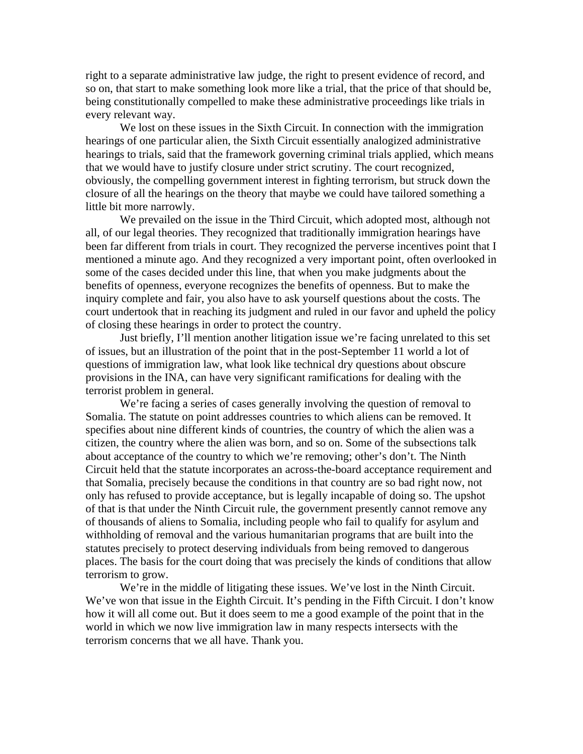right to a separate administrative law judge, the right to present evidence of record, and so on, that start to make something look more like a trial, that the price of that should be, being constitutionally compelled to make these administrative proceedings like trials in every relevant way.

We lost on these issues in the Sixth Circuit. In connection with the immigration hearings of one particular alien, the Sixth Circuit essentially analogized administrative hearings to trials, said that the framework governing criminal trials applied, which means that we would have to justify closure under strict scrutiny. The court recognized, obviously, the compelling government interest in fighting terrorism, but struck down the closure of all the hearings on the theory that maybe we could have tailored something a little bit more narrowly.

We prevailed on the issue in the Third Circuit, which adopted most, although not all, of our legal theories. They recognized that traditionally immigration hearings have been far different from trials in court. They recognized the perverse incentives point that I mentioned a minute ago. And they recognized a very important point, often overlooked in some of the cases decided under this line, that when you make judgments about the benefits of openness, everyone recognizes the benefits of openness. But to make the inquiry complete and fair, you also have to ask yourself questions about the costs. The court undertook that in reaching its judgment and ruled in our favor and upheld the policy of closing these hearings in order to protect the country.

Just briefly, I'll mention another litigation issue we're facing unrelated to this set of issues, but an illustration of the point that in the post-September 11 world a lot of questions of immigration law, what look like technical dry questions about obscure provisions in the INA, can have very significant ramifications for dealing with the terrorist problem in general.

We're facing a series of cases generally involving the question of removal to Somalia. The statute on point addresses countries to which aliens can be removed. It specifies about nine different kinds of countries, the country of which the alien was a citizen, the country where the alien was born, and so on. Some of the subsections talk about acceptance of the country to which we're removing; other's don't. The Ninth Circuit held that the statute incorporates an across-the-board acceptance requirement and that Somalia, precisely because the conditions in that country are so bad right now, not only has refused to provide acceptance, but is legally incapable of doing so. The upshot of that is that under the Ninth Circuit rule, the government presently cannot remove any of thousands of aliens to Somalia, including people who fail to qualify for asylum and withholding of removal and the various humanitarian programs that are built into the statutes precisely to protect deserving individuals from being removed to dangerous places. The basis for the court doing that was precisely the kinds of conditions that allow terrorism to grow.

We're in the middle of litigating these issues. We've lost in the Ninth Circuit. We've won that issue in the Eighth Circuit. It's pending in the Fifth Circuit. I don't know how it will all come out. But it does seem to me a good example of the point that in the world in which we now live immigration law in many respects intersects with the terrorism concerns that we all have. Thank you.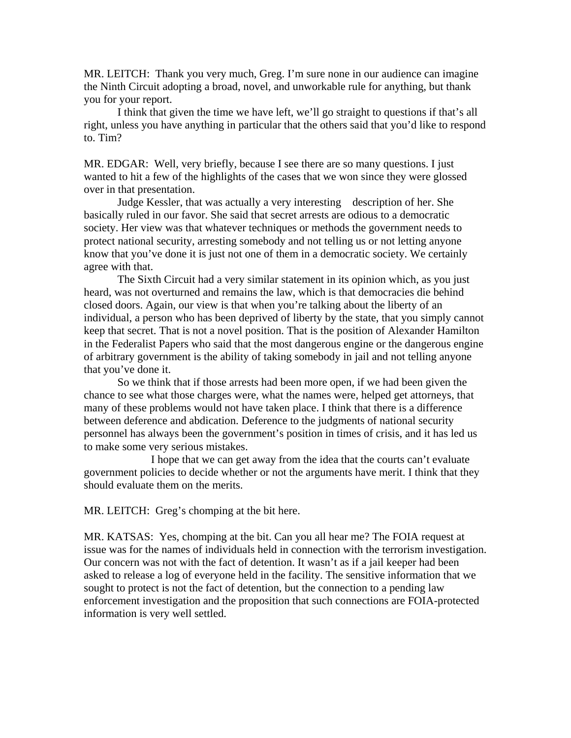MR. LEITCH: Thank you very much, Greg. I'm sure none in our audience can imagine the Ninth Circuit adopting a broad, novel, and unworkable rule for anything, but thank you for your report.

I think that given the time we have left, we'll go straight to questions if that's all right, unless you have anything in particular that the others said that you'd like to respond to. Tim?

MR. EDGAR: Well, very briefly, because I see there are so many questions. I just wanted to hit a few of the highlights of the cases that we won since they were glossed over in that presentation.

Judge Kessler, that was actually a very interesting description of her. She basically ruled in our favor. She said that secret arrests are odious to a democratic society. Her view was that whatever techniques or methods the government needs to protect national security, arresting somebody and not telling us or not letting anyone know that you've done it is just not one of them in a democratic society. We certainly agree with that.

The Sixth Circuit had a very similar statement in its opinion which, as you just heard, was not overturned and remains the law, which is that democracies die behind closed doors. Again, our view is that when you're talking about the liberty of an individual, a person who has been deprived of liberty by the state, that you simply cannot keep that secret. That is not a novel position. That is the position of Alexander Hamilton in the Federalist Papers who said that the most dangerous engine or the dangerous engine of arbitrary government is the ability of taking somebody in jail and not telling anyone that you've done it.

So we think that if those arrests had been more open, if we had been given the chance to see what those charges were, what the names were, helped get attorneys, that many of these problems would not have taken place. I think that there is a difference between deference and abdication. Deference to the judgments of national security personnel has always been the government's position in times of crisis, and it has led us to make some very serious mistakes.

I hope that we can get away from the idea that the courts can't evaluate government policies to decide whether or not the arguments have merit. I think that they should evaluate them on the merits.

MR. LEITCH: Greg's chomping at the bit here.

MR. KATSAS: Yes, chomping at the bit. Can you all hear me? The FOIA request at issue was for the names of individuals held in connection with the terrorism investigation. Our concern was not with the fact of detention. It wasn't as if a jail keeper had been asked to release a log of everyone held in the facility. The sensitive information that we sought to protect is not the fact of detention, but the connection to a pending law enforcement investigation and the proposition that such connections are FOIA-protected information is very well settled.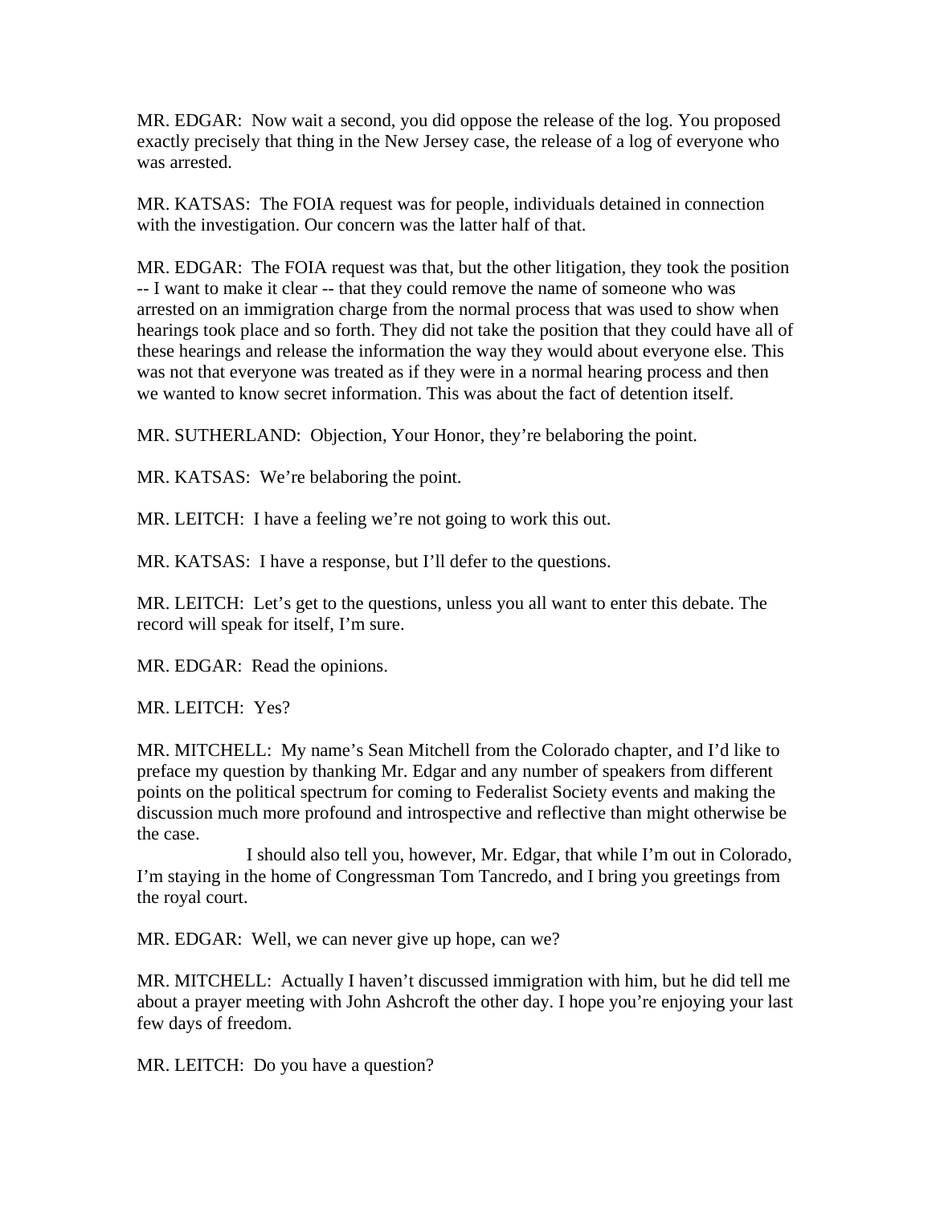MR. EDGAR: Now wait a second, you did oppose the release of the log. You proposed exactly precisely that thing in the New Jersey case, the release of a log of everyone who was arrested.

MR. KATSAS: The FOIA request was for people, individuals detained in connection with the investigation. Our concern was the latter half of that.

MR. EDGAR: The FOIA request was that, but the other litigation, they took the position -- I want to make it clear -- that they could remove the name of someone who was arrested on an immigration charge from the normal process that was used to show when hearings took place and so forth. They did not take the position that they could have all of these hearings and release the information the way they would about everyone else. This was not that everyone was treated as if they were in a normal hearing process and then we wanted to know secret information. This was about the fact of detention itself.

MR. SUTHERLAND: Objection, Your Honor, they're belaboring the point.

MR. KATSAS: We're belaboring the point.

MR. LEITCH: I have a feeling we're not going to work this out.

MR. KATSAS: I have a response, but I'll defer to the questions.

MR. LEITCH: Let's get to the questions, unless you all want to enter this debate. The record will speak for itself, I'm sure.

MR. EDGAR: Read the opinions.

MR. LEITCH: Yes?

MR. MITCHELL: My name's Sean Mitchell from the Colorado chapter, and I'd like to preface my question by thanking Mr. Edgar and any number of speakers from different points on the political spectrum for coming to Federalist Society events and making the discussion much more profound and introspective and reflective than might otherwise be the case.

I should also tell you, however, Mr. Edgar, that while I'm out in Colorado, I'm staying in the home of Congressman Tom Tancredo, and I bring you greetings from the royal court.

MR. EDGAR: Well, we can never give up hope, can we?

MR. MITCHELL: Actually I haven't discussed immigration with him, but he did tell me about a prayer meeting with John Ashcroft the other day. I hope you're enjoying your last few days of freedom.

MR. LEITCH: Do you have a question?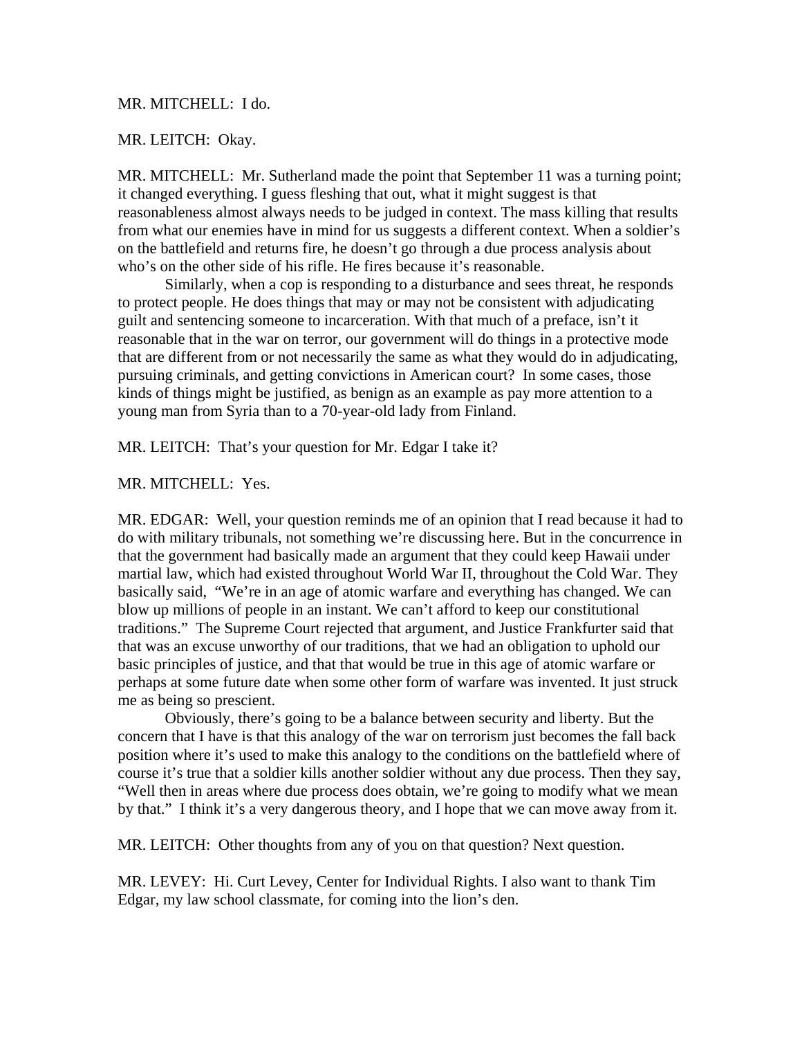MR. MITCHELL: I do.

MR. LEITCH: Okay.

MR. MITCHELL: Mr. Sutherland made the point that September 11 was a turning point; it changed everything. I guess fleshing that out, what it might suggest is that reasonableness almost always needs to be judged in context. The mass killing that results from what our enemies have in mind for us suggests a different context. When a soldier's on the battlefield and returns fire, he doesn't go through a due process analysis about who's on the other side of his rifle. He fires because it's reasonable.

Similarly, when a cop is responding to a disturbance and sees threat, he responds to protect people. He does things that may or may not be consistent with adjudicating guilt and sentencing someone to incarceration. With that much of a preface, isn't it reasonable that in the war on terror, our government will do things in a protective mode that are different from or not necessarily the same as what they would do in adjudicating, pursuing criminals, and getting convictions in American court? In some cases, those kinds of things might be justified, as benign as an example as pay more attention to a young man from Syria than to a 70-year-old lady from Finland.

MR. LEITCH: That's your question for Mr. Edgar I take it?

MR. MITCHELL: Yes.

MR. EDGAR: Well, your question reminds me of an opinion that I read because it had to do with military tribunals, not something we're discussing here. But in the concurrence in that the government had basically made an argument that they could keep Hawaii under martial law, which had existed throughout World War II, throughout the Cold War. They basically said, "We're in an age of atomic warfare and everything has changed. We can blow up millions of people in an instant. We can't afford to keep our constitutional traditions." The Supreme Court rejected that argument, and Justice Frankfurter said that that was an excuse unworthy of our traditions, that we had an obligation to uphold our basic principles of justice, and that that would be true in this age of atomic warfare or perhaps at some future date when some other form of warfare was invented. It just struck me as being so prescient.

Obviously, there's going to be a balance between security and liberty. But the concern that I have is that this analogy of the war on terrorism just becomes the fall back position where it's used to make this analogy to the conditions on the battlefield where of course it's true that a soldier kills another soldier without any due process. Then they say, "Well then in areas where due process does obtain, we're going to modify what we mean by that." I think it's a very dangerous theory, and I hope that we can move away from it.

MR. LEITCH: Other thoughts from any of you on that question? Next question.

MR. LEVEY: Hi. Curt Levey, Center for Individual Rights. I also want to thank Tim Edgar, my law school classmate, for coming into the lion's den.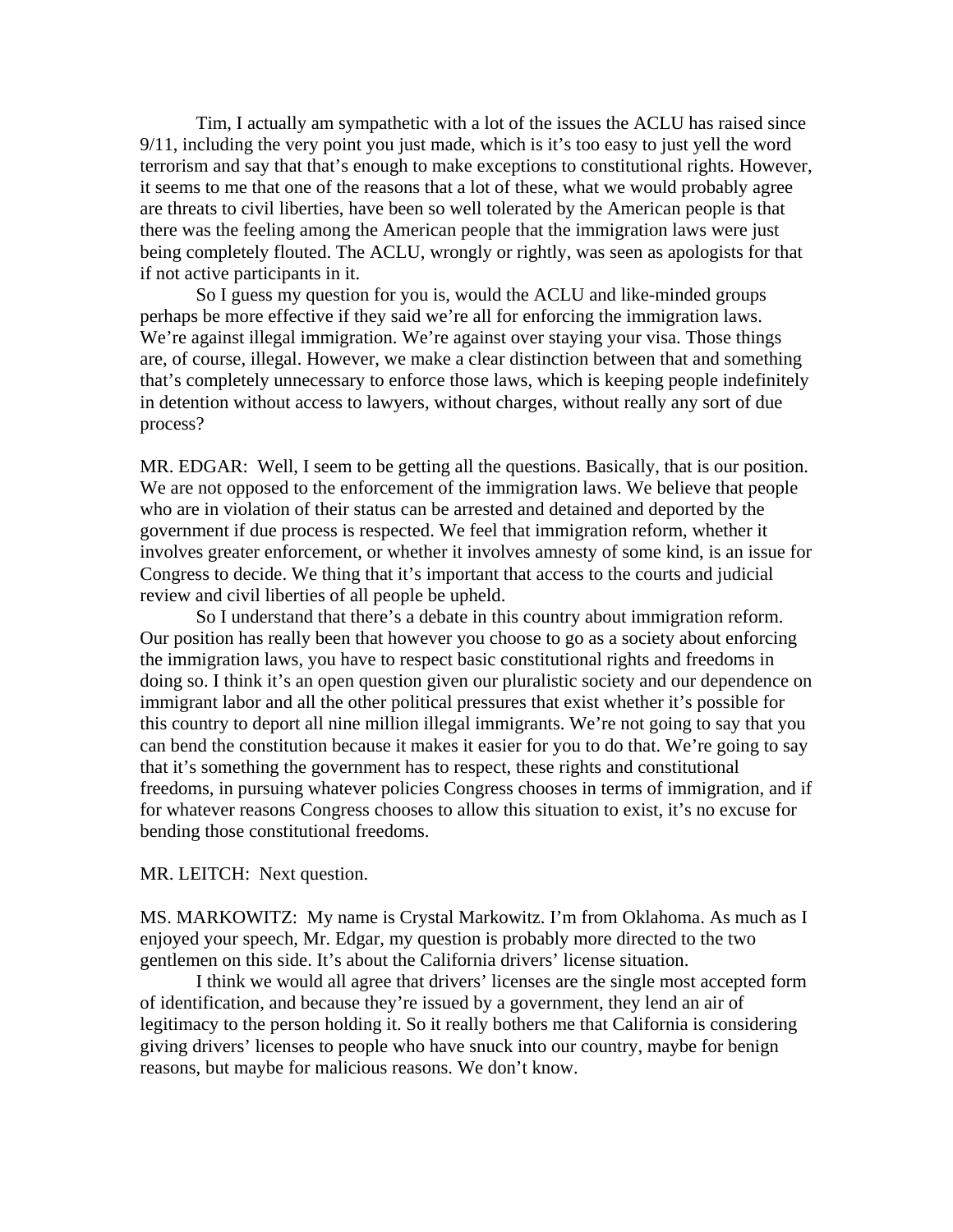Tim, I actually am sympathetic with a lot of the issues the ACLU has raised since 9/11, including the very point you just made, which is it's too easy to just yell the word terrorism and say that that's enough to make exceptions to constitutional rights. However, it seems to me that one of the reasons that a lot of these, what we would probably agree are threats to civil liberties, have been so well tolerated by the American people is that there was the feeling among the American people that the immigration laws were just being completely flouted. The ACLU, wrongly or rightly, was seen as apologists for that if not active participants in it.

So I guess my question for you is, would the ACLU and like-minded groups perhaps be more effective if they said we're all for enforcing the immigration laws. We're against illegal immigration. We're against over staying your visa. Those things are, of course, illegal. However, we make a clear distinction between that and something that's completely unnecessary to enforce those laws, which is keeping people indefinitely in detention without access to lawyers, without charges, without really any sort of due process?

MR. EDGAR: Well, I seem to be getting all the questions. Basically, that is our position. We are not opposed to the enforcement of the immigration laws. We believe that people who are in violation of their status can be arrested and detained and deported by the government if due process is respected. We feel that immigration reform, whether it involves greater enforcement, or whether it involves amnesty of some kind, is an issue for Congress to decide. We thing that it's important that access to the courts and judicial review and civil liberties of all people be upheld.

So I understand that there's a debate in this country about immigration reform. Our position has really been that however you choose to go as a society about enforcing the immigration laws, you have to respect basic constitutional rights and freedoms in doing so. I think it's an open question given our pluralistic society and our dependence on immigrant labor and all the other political pressures that exist whether it's possible for this country to deport all nine million illegal immigrants. We're not going to say that you can bend the constitution because it makes it easier for you to do that. We're going to say that it's something the government has to respect, these rights and constitutional freedoms, in pursuing whatever policies Congress chooses in terms of immigration, and if for whatever reasons Congress chooses to allow this situation to exist, it's no excuse for bending those constitutional freedoms.

MR. LEITCH: Next question.

MS. MARKOWITZ: My name is Crystal Markowitz. I'm from Oklahoma. As much as I enjoyed your speech, Mr. Edgar, my question is probably more directed to the two gentlemen on this side. It's about the California drivers' license situation.

I think we would all agree that drivers' licenses are the single most accepted form of identification, and because they're issued by a government, they lend an air of legitimacy to the person holding it. So it really bothers me that California is considering giving drivers' licenses to people who have snuck into our country, maybe for benign reasons, but maybe for malicious reasons. We don't know.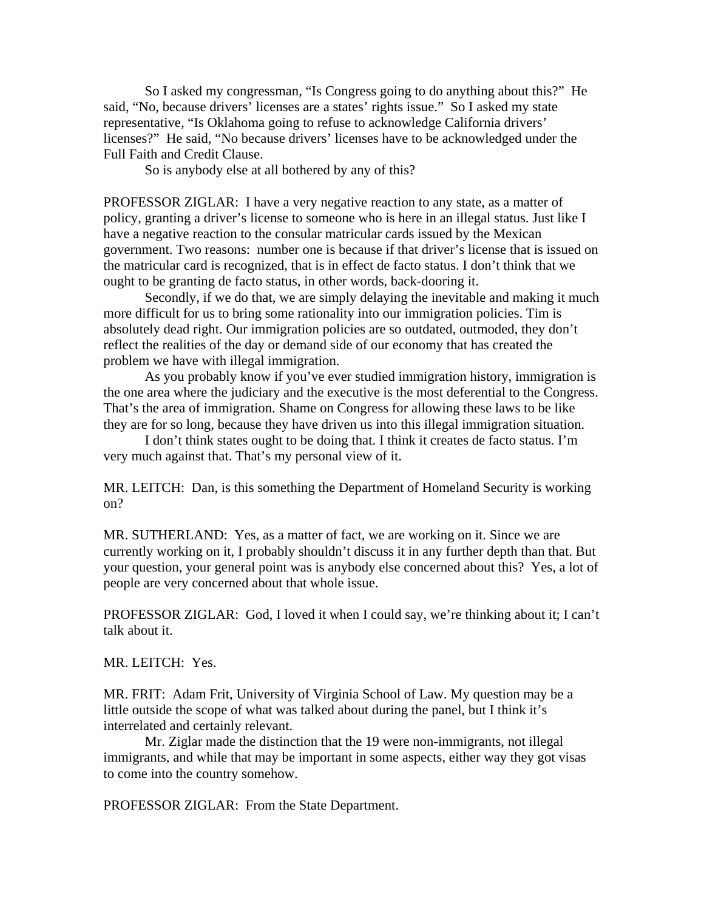So I asked my congressman, "Is Congress going to do anything about this?" He said, "No, because drivers' licenses are a states' rights issue." So I asked my state representative, "Is Oklahoma going to refuse to acknowledge California drivers' licenses?" He said, "No because drivers' licenses have to be acknowledged under the Full Faith and Credit Clause.

So is anybody else at all bothered by any of this?

PROFESSOR ZIGLAR: I have a very negative reaction to any state, as a matter of policy, granting a driver's license to someone who is here in an illegal status. Just like I have a negative reaction to the consular matricular cards issued by the Mexican government. Two reasons: number one is because if that driver's license that is issued on the matricular card is recognized, that is in effect de facto status. I don't think that we ought to be granting de facto status, in other words, back-dooring it.

Secondly, if we do that, we are simply delaying the inevitable and making it much more difficult for us to bring some rationality into our immigration policies. Tim is absolutely dead right. Our immigration policies are so outdated, outmoded, they don't reflect the realities of the day or demand side of our economy that has created the problem we have with illegal immigration.

As you probably know if you've ever studied immigration history, immigration is the one area where the judiciary and the executive is the most deferential to the Congress. That's the area of immigration. Shame on Congress for allowing these laws to be like they are for so long, because they have driven us into this illegal immigration situation.

I don't think states ought to be doing that. I think it creates de facto status. I'm very much against that. That's my personal view of it.

MR. LEITCH: Dan, is this something the Department of Homeland Security is working on?

MR. SUTHERLAND: Yes, as a matter of fact, we are working on it. Since we are currently working on it, I probably shouldn't discuss it in any further depth than that. But your question, your general point was is anybody else concerned about this? Yes, a lot of people are very concerned about that whole issue.

PROFESSOR ZIGLAR: God, I loved it when I could say, we're thinking about it; I can't talk about it.

MR. LEITCH: Yes.

MR. FRIT: Adam Frit, University of Virginia School of Law. My question may be a little outside the scope of what was talked about during the panel, but I think it's interrelated and certainly relevant.

Mr. Ziglar made the distinction that the 19 were non-immigrants, not illegal immigrants, and while that may be important in some aspects, either way they got visas to come into the country somehow.

PROFESSOR ZIGLAR: From the State Department.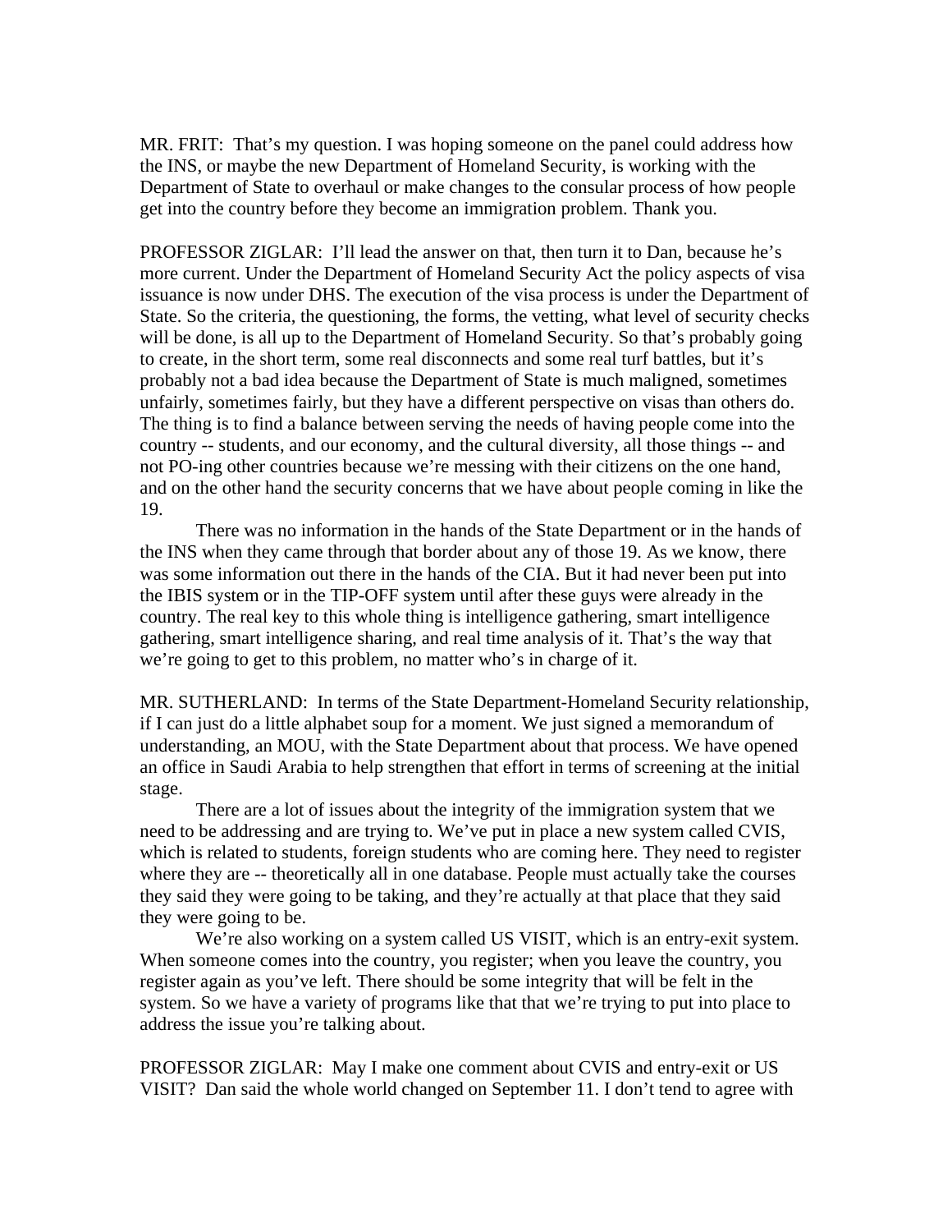MR. FRIT: That's my question. I was hoping someone on the panel could address how the INS, or maybe the new Department of Homeland Security, is working with the Department of State to overhaul or make changes to the consular process of how people get into the country before they become an immigration problem. Thank you.

PROFESSOR ZIGLAR: I'll lead the answer on that, then turn it to Dan, because he's more current. Under the Department of Homeland Security Act the policy aspects of visa issuance is now under DHS. The execution of the visa process is under the Department of State. So the criteria, the questioning, the forms, the vetting, what level of security checks will be done, is all up to the Department of Homeland Security. So that's probably going to create, in the short term, some real disconnects and some real turf battles, but it's probably not a bad idea because the Department of State is much maligned, sometimes unfairly, sometimes fairly, but they have a different perspective on visas than others do. The thing is to find a balance between serving the needs of having people come into the country -- students, and our economy, and the cultural diversity, all those things -- and not PO-ing other countries because we're messing with their citizens on the one hand, and on the other hand the security concerns that we have about people coming in like the 19.

There was no information in the hands of the State Department or in the hands of the INS when they came through that border about any of those 19. As we know, there was some information out there in the hands of the CIA. But it had never been put into the IBIS system or in the TIP-OFF system until after these guys were already in the country. The real key to this whole thing is intelligence gathering, smart intelligence gathering, smart intelligence sharing, and real time analysis of it. That's the way that we're going to get to this problem, no matter who's in charge of it.

MR. SUTHERLAND: In terms of the State Department-Homeland Security relationship, if I can just do a little alphabet soup for a moment. We just signed a memorandum of understanding, an MOU, with the State Department about that process. We have opened an office in Saudi Arabia to help strengthen that effort in terms of screening at the initial stage.

There are a lot of issues about the integrity of the immigration system that we need to be addressing and are trying to. We've put in place a new system called CVIS, which is related to students, foreign students who are coming here. They need to register where they are -- theoretically all in one database. People must actually take the courses they said they were going to be taking, and they're actually at that place that they said they were going to be.

We're also working on a system called US VISIT, which is an entry-exit system. When someone comes into the country, you register; when you leave the country, you register again as you've left. There should be some integrity that will be felt in the system. So we have a variety of programs like that that we're trying to put into place to address the issue you're talking about.

PROFESSOR ZIGLAR: May I make one comment about CVIS and entry-exit or US VISIT? Dan said the whole world changed on September 11. I don't tend to agree with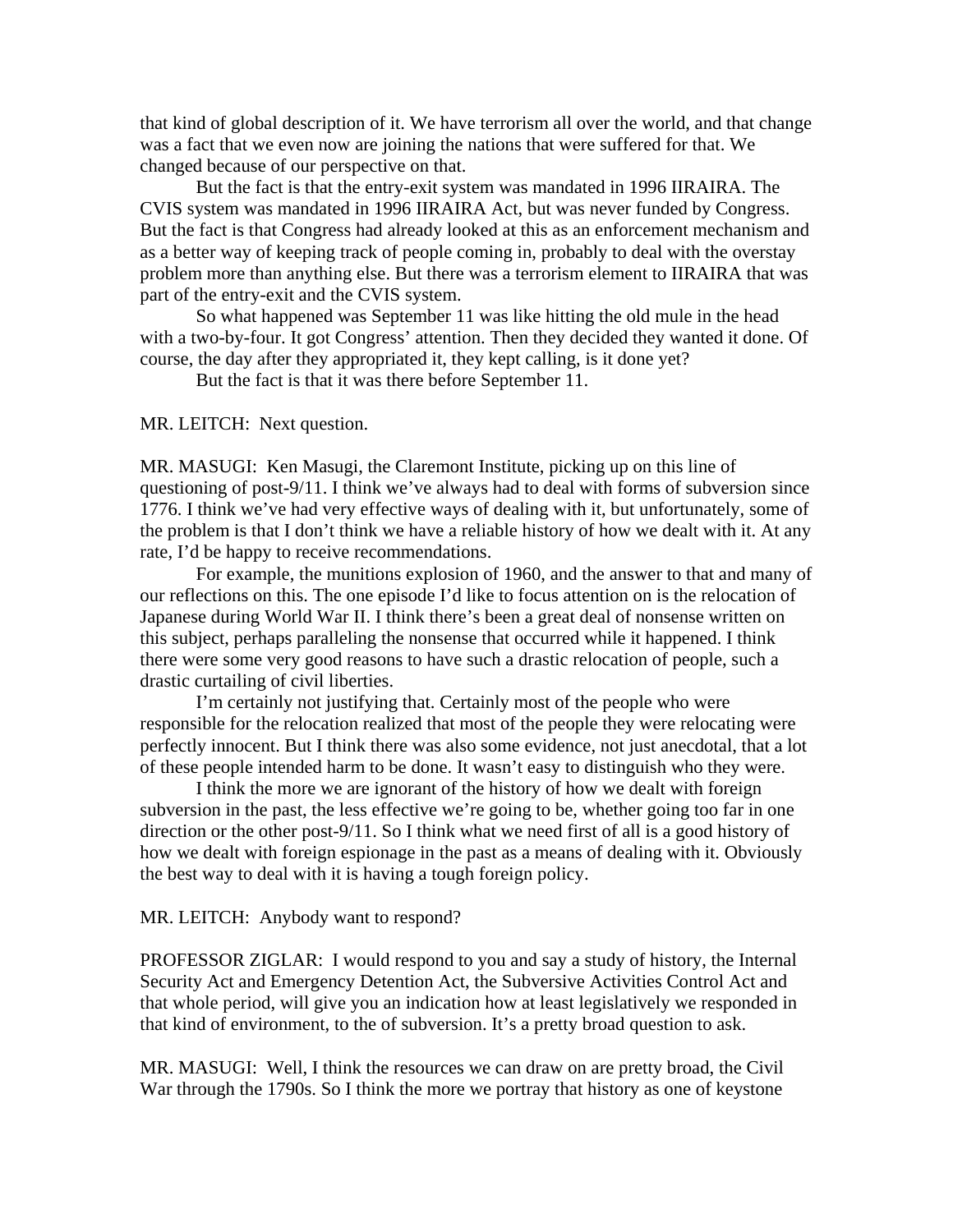that kind of global description of it. We have terrorism all over the world, and that change was a fact that we even now are joining the nations that were suffered for that. We changed because of our perspective on that.

But the fact is that the entry-exit system was mandated in 1996 IIRAIRA. The CVIS system was mandated in 1996 IIRAIRA Act, but was never funded by Congress. But the fact is that Congress had already looked at this as an enforcement mechanism and as a better way of keeping track of people coming in, probably to deal with the overstay problem more than anything else. But there was a terrorism element to IIRAIRA that was part of the entry-exit and the CVIS system.

So what happened was September 11 was like hitting the old mule in the head with a two-by-four. It got Congress' attention. Then they decided they wanted it done. Of course, the day after they appropriated it, they kept calling, is it done yet?

But the fact is that it was there before September 11.

MR. LEITCH: Next question.

MR. MASUGI: Ken Masugi, the Claremont Institute, picking up on this line of questioning of post-9/11. I think we've always had to deal with forms of subversion since 1776. I think we've had very effective ways of dealing with it, but unfortunately, some of the problem is that I don't think we have a reliable history of how we dealt with it. At any rate, I'd be happy to receive recommendations.

For example, the munitions explosion of 1960, and the answer to that and many of our reflections on this. The one episode I'd like to focus attention on is the relocation of Japanese during World War II. I think there's been a great deal of nonsense written on this subject, perhaps paralleling the nonsense that occurred while it happened. I think there were some very good reasons to have such a drastic relocation of people, such a drastic curtailing of civil liberties.

I'm certainly not justifying that. Certainly most of the people who were responsible for the relocation realized that most of the people they were relocating were perfectly innocent. But I think there was also some evidence, not just anecdotal, that a lot of these people intended harm to be done. It wasn't easy to distinguish who they were.

I think the more we are ignorant of the history of how we dealt with foreign subversion in the past, the less effective we're going to be, whether going too far in one direction or the other post-9/11. So I think what we need first of all is a good history of how we dealt with foreign espionage in the past as a means of dealing with it. Obviously the best way to deal with it is having a tough foreign policy.

MR. LEITCH: Anybody want to respond?

PROFESSOR ZIGLAR: I would respond to you and say a study of history, the Internal Security Act and Emergency Detention Act, the Subversive Activities Control Act and that whole period, will give you an indication how at least legislatively we responded in that kind of environment, to the of subversion. It's a pretty broad question to ask.

MR. MASUGI: Well, I think the resources we can draw on are pretty broad, the Civil War through the 1790s. So I think the more we portray that history as one of keystone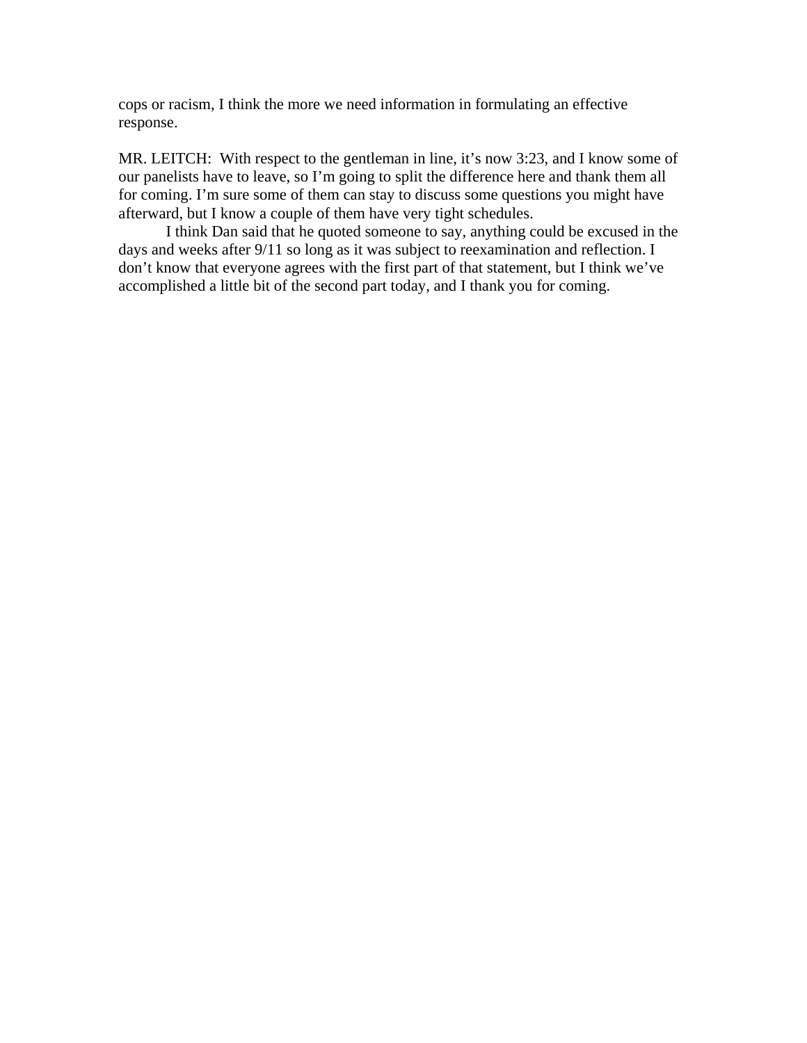cops or racism, I think the more we need information in formulating an effective response.

MR. LEITCH: With respect to the gentleman in line, it's now 3:23, and I know some of our panelists have to leave, so I'm going to split the difference here and thank them all for coming. I'm sure some of them can stay to discuss some questions you might have afterward, but I know a couple of them have very tight schedules.

I think Dan said that he quoted someone to say, anything could be excused in the days and weeks after 9/11 so long as it was subject to reexamination and reflection. I don't know that everyone agrees with the first part of that statement, but I think we've accomplished a little bit of the second part today, and I thank you for coming.